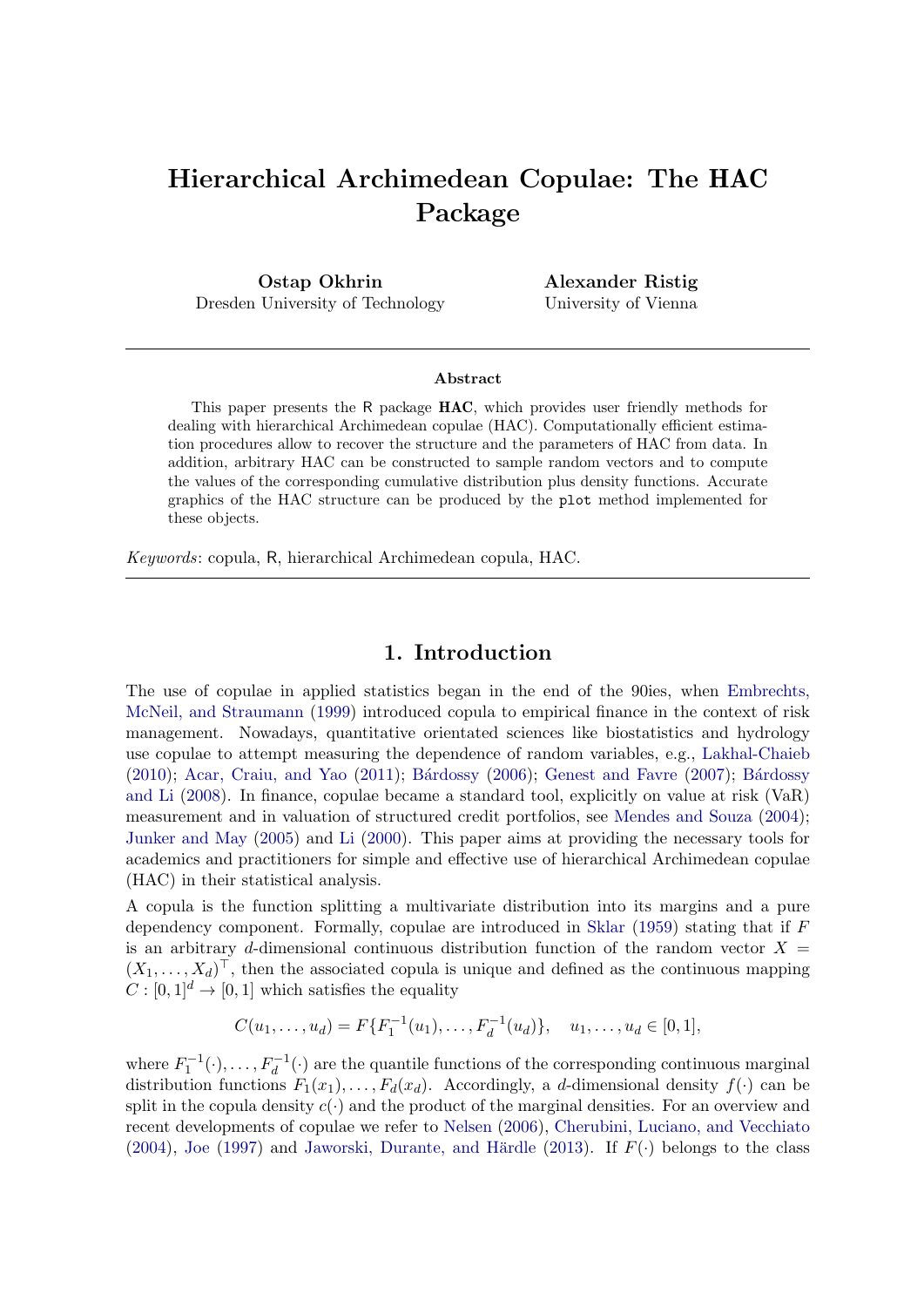# Hierarchical Archimedean Copulae: The HAC Package

**Ostap Okhrin**
Dresden University of Technology

**Alexander Ristig**
University of Vienna

### Abstract

This paper presents the R package **HAC**, which provides user friendly methods for dealing with hierarchical Archimedean copulae (HAC). Computationally efficient estimation procedures allow to recover the structure and the parameters of HAC from data. In addition, arbitrary HAC can be constructed to sample random vectors and to compute the values of the corresponding cumulative distribution plus density functions. Accurate graphics of the HAC structure can be produced by the `plot` method implemented for these objects.

*Keywords*: copula, R, hierarchical Archimedean copula, HAC.

## 1. Introduction

The use of copulae in applied statistics began in the end of the 90ies, when Embrechts, McNeil, and Straumann (1999) introduced copula to empirical finance in the context of risk management. Nowadays, quantitative orientated sciences like biostatistics and hydrology use copulae to attempt measuring the dependence of random variables, e.g., Lakhal-Chaieb (2010); Acar, Craiu, and Yao (2011); Bárdossy (2006); Genest and Favre (2007); Bárdossy and Li (2008). In finance, copulae became a standard tool, explicitly on value at risk (VaR) measurement and in valuation of structured credit portfolios, see Mendes and Souza (2004); Junker and May (2005) and Li (2000). This paper aims at providing the necessary tools for academics and practitioners for simple and effective use of hierarchical Archimedean copulae (HAC) in their statistical analysis.

A copula is the function splitting a multivariate distribution into its margins and a pure dependency component. Formally, copulae are introduced in Sklar (1959) stating that if $F$ is an arbitrary $d$-dimensional continuous distribution function of the random vector $X = (X_1, \ldots, X_d)^\top$, then the associated copula is unique and defined as the continuous mapping $C : [0,1]^d \rightarrow [0,1]$ which satisfies the equality

$$C(u_1, \ldots, u_d) = F\{F_1^{-1}(u_1), \ldots, F_d^{-1}(u_d)\}, \quad u_1, \ldots, u_d \in [0,1],$$

where $F_1^{-1}(\cdot), \ldots, F_d^{-1}(\cdot)$ are the quantile functions of the corresponding continuous marginal distribution functions $F_1(x_1), \ldots, F_d(x_d)$. Accordingly, a $d$-dimensional density $f(\cdot)$ can be split in the copula density $c(\cdot)$ and the product of the marginal densities. For an overview and recent developments of copulae we refer to Nelsen (2006), Cherubini, Luciano, and Vecchiato (2004), Joe (1997) and Jaworski, Durante, and Härdle (2013). If $F(\cdot)$ belongs to the class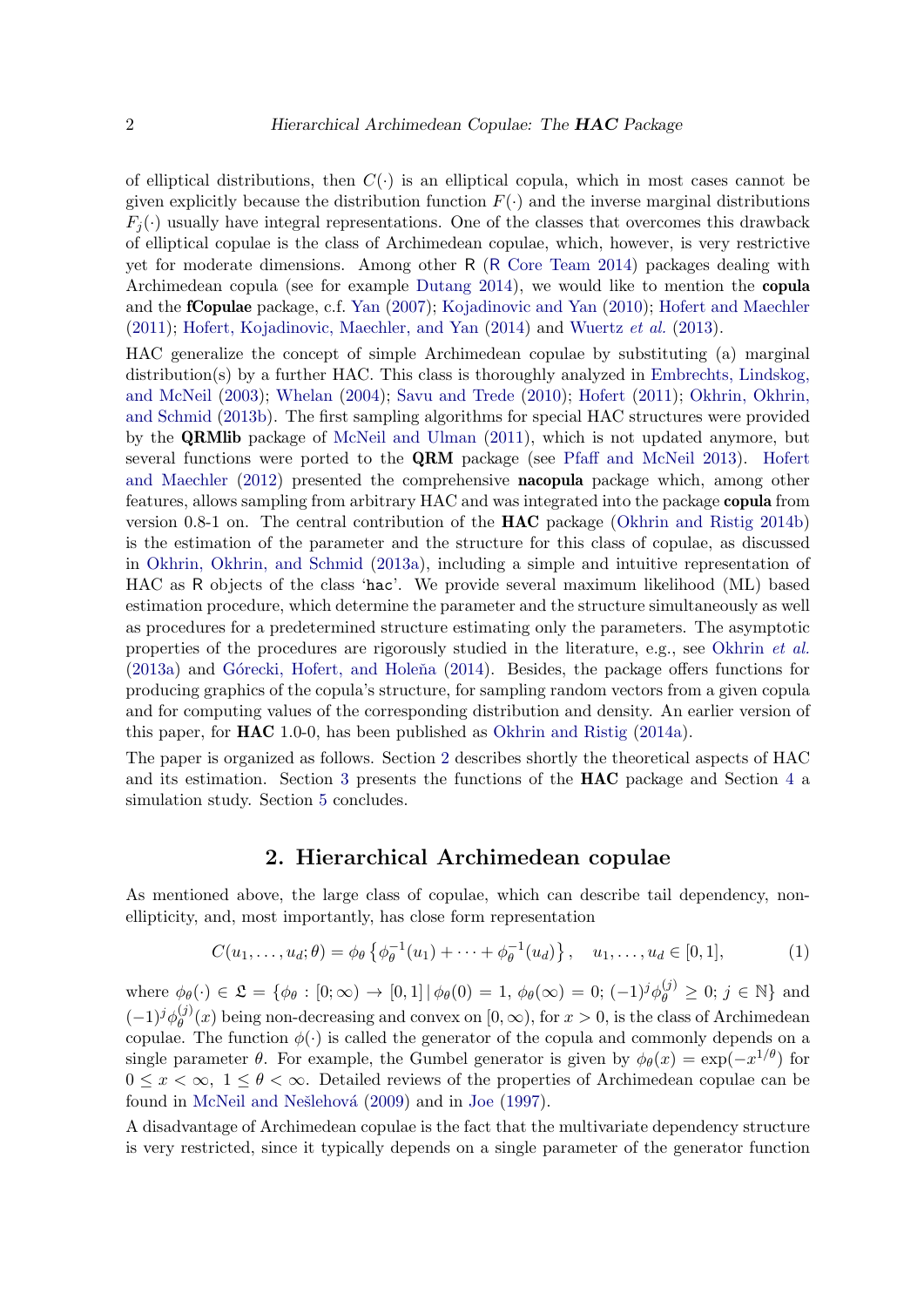of elliptical distributions, then $C(\cdot)$ is an elliptical copula, which in most cases cannot be given explicitly because the distribution function $F(\cdot)$ and the inverse marginal distributions $F_j(\cdot)$ usually have integral representations. One of the classes that overcomes this drawback of elliptical copulae is the class of Archimedean copulae, which, however, is very restrictive yet for moderate dimensions. Among other R (R Core Team 2014) packages dealing with Archimedean copula (see for example Dutang 2014), we would like to mention the **copula** and the **fCopulae** package, c.f. Yan (2007); Kojadinovic and Yan (2010); Hofert and Maechler (2011); Hofert, Kojadinovic, Maechler, and Yan (2014) and Wuertz *et al.* (2013).

HAC generalize the concept of simple Archimedean copulae by substituting (a) marginal distribution(s) by a further HAC. This class is thoroughly analyzed in Embrechts, Lindskog, and McNeil (2003); Whelan (2004); Savu and Trede (2010); Hofert (2011); Okhrin, Okhrin, and Schmid (2013b). The first sampling algorithms for special HAC structures were provided by the **QRMlib** package of McNeil and Ulman (2011), which is not updated anymore, but several functions were ported to the **QRM** package (see Pfaff and McNeil 2013). Hofert and Maechler (2012) presented the comprehensive **nacopula** package which, among other features, allows sampling from arbitrary HAC and was integrated into the package **copula** from version 0.8-1 on. The central contribution of the **HAC** package (Okhrin and Ristig 2014b) is the estimation of the parameter and the structure for this class of copulae, as discussed in Okhrin, Okhrin, and Schmid (2013a), including a simple and intuitive representation of HAC as R objects of the class 'hac'. We provide several maximum likelihood (ML) based estimation procedure, which determine the parameter and the structure simultaneously as well as procedures for a predetermined structure estimating only the parameters. The asymptotic properties of the procedures are rigorously studied in the literature, e.g., see Okhrin *et al.* (2013a) and Górecki, Hofert, and Holeňa (2014). Besides, the package offers functions for producing graphics of the copula's structure, for sampling random vectors from a given copula and for computing values of the corresponding distribution and density. An earlier version of this paper, for **HAC** 1.0-0, has been published as Okhrin and Ristig (2014a).

The paper is organized as follows. Section 2 describes shortly the theoretical aspects of HAC and its estimation. Section 3 presents the functions of the **HAC** package and Section 4 a simulation study. Section 5 concludes.

## 2. Hierarchical Archimedean copulae

As mentioned above, the large class of copulae, which can describe tail dependency, non-ellipticity, and, most importantly, has close form representation

$$C(u_1,\dots,u_d;\theta) = \phi_\theta\left\{\phi_\theta^{-1}(u_1)+\dots+\phi_\theta^{-1}(u_d)\right\}, \quad u_1,\dots,u_d \in [0,1], \tag{1}$$

where $\phi_\theta(\cdot) \in \mathfrak{L} = \{\phi_\theta : [0;\infty) \to [0,1] \,|\, \phi_\theta(0) = 1,\ \phi_\theta(\infty) = 0;\ (-1)^j\phi_\theta^{(j)} \geq 0;\ j \in \mathbb{N}\}$ and $(-1)^j\phi_\theta^{(j)}(x)$ being non-decreasing and convex on $[0,\infty)$, for $x > 0$, is the class of Archimedean copulae. The function $\phi(\cdot)$ is called the generator of the copula and commonly depends on a single parameter $\theta$. For example, the Gumbel generator is given by $\phi_\theta(x) = \exp(-x^{1/\theta})$ for $0 \leq x < \infty,\ 1 \leq \theta < \infty$. Detailed reviews of the properties of Archimedean copulae can be found in McNeil and Nešlehová (2009) and in Joe (1997).

A disadvantage of Archimedean copulae is the fact that the multivariate dependency structure is very restricted, since it typically depends on a single parameter of the generator function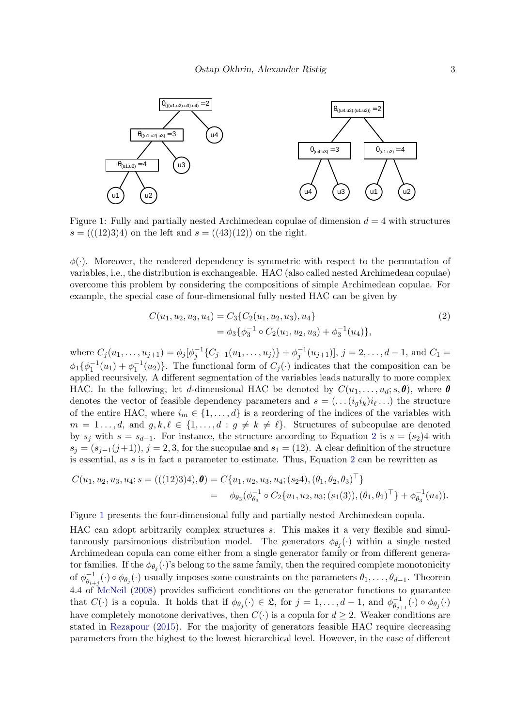Figure 1: Fully and partially nested Archimedean copulae of dimension $d = 4$ with structures $s = (((12)3)4)$ on the left and $s = ((43)(12))$ on the right.

$\phi(\cdot)$. Moreover, the rendered dependency is symmetric with respect to the permutation of variables, i.e., the distribution is exchangeable. HAC (also called nested Archimedean copulae) overcome this problem by considering the compositions of simple Archimedean copulae. For example, the special case of four-dimensional fully nested HAC can be given by

$$
\begin{aligned}
C(u_1, u_2, u_3, u_4) &= C_3\{C_2(u_1, u_2, u_3), u_4\} \\
&= \phi_3\{\phi_3^{-1} \circ C_2(u_1, u_2, u_3) + \phi_3^{-1}(u_4)\},
\end{aligned} \tag{2}
$$

where $C_j(u_1, \ldots, u_{j+1}) = \phi_j[\phi_j^{-1}\{C_{j-1}(u_1, \ldots, u_j)\} + \phi_j^{-1}(u_{j+1})]$, $j = 2, \ldots, d-1$, and $C_1 = \phi_1\{\phi_1^{-1}(u_1) + \phi_1^{-1}(u_2)\}$. The functional form of $C_j(\cdot)$ indicates that the composition can be applied recursively. A different segmentation of the variables leads naturally to more complex HAC. In the following, let $d$-dimensional HAC be denoted by $C(u_1, \ldots, u_d; s, \boldsymbol{\theta})$, where $\boldsymbol{\theta}$ denotes the vector of feasible dependency parameters and $s = (\ldots(i_g i_k)i_\ell \ldots)$ the structure of the entire HAC, where $i_m \in \{1, \ldots, d\}$ is a reordering of the indices of the variables with $m = 1 \ldots, d$, and $g, k, \ell \in \{1, \ldots, d : g \neq k \neq \ell\}$. Structures of subcopulae are denoted by $s_j$ with $s = s_{d-1}$. For instance, the structure according to Equation 2 is $s = (s_2)4$ with $s_j = (s_{j-1}(j+1))$, $j = 2, 3$, for the sucopulae and $s_1 = (12)$. A clear definition of the structure is essential, as $s$ is in fact a parameter to estimate. Thus, Equation 2 can be rewritten as

$$
\begin{aligned}
C(u_1, u_2, u_3, u_4; s = (((12)3)4), \boldsymbol{\theta}) &= C\{u_1, u_2, u_3, u_4; (s_2 4), (\theta_1, \theta_2, \theta_3)^\top\} \\
&= \phi_{\theta_3}(\phi_{\theta_3}^{-1} \circ C_2\{u_1, u_2, u_3; (s_1(3)), (\theta_1, \theta_2)^\top\} + \phi_{\theta_3}^{-1}(u_4)).
\end{aligned}
$$

Figure 1 presents the four-dimensional fully and partially nested Archimedean copula.

HAC can adopt arbitrarily complex structures $s$. This makes it a very flexible and simultaneously parsimonious distribution model. The generators $\phi_{\theta_j}(\cdot)$ within a single nested Archimedean copula can come either from a single generator family or from different generator families. If the $\phi_{\theta_j}(\cdot)$'s belong to the same family, then the required complete monotonicity of $\phi_{\theta_{i+j}}^{-1}(\cdot) \circ \phi_{\theta_j}(\cdot)$ usually imposes some constraints on the parameters $\theta_1, \ldots, \theta_{d-1}$. Theorem 4.4 of McNeil (2008) provides sufficient conditions on the generator functions to guarantee that $C(\cdot)$ is a copula. It holds that if $\phi_{\theta_j}(\cdot) \in \mathfrak{L}$, for $j = 1, \ldots, d-1$, and $\phi_{\theta_{j+1}}^{-1}(\cdot) \circ \phi_{\theta_j}(\cdot)$ have completely monotone derivatives, then $C(\cdot)$ is a copula for $d \geq 2$. Weaker conditions are stated in Rezapour (2015). For the majority of generators feasible HAC require decreasing parameters from the highest to the lowest hierarchical level. However, in the case of different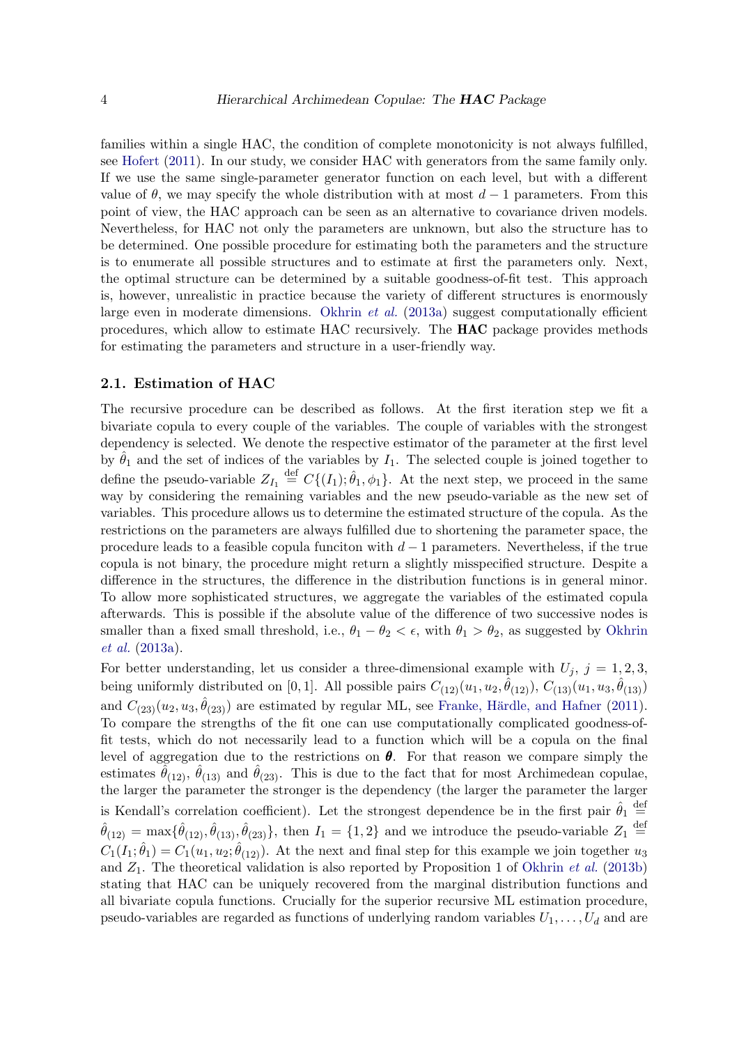families within a single HAC, the condition of complete monotonicity is not always fulfilled, see Hofert (2011). In our study, we consider HAC with generators from the same family only. If we use the same single-parameter generator function on each level, but with a different value of $\theta$, we may specify the whole distribution with at most $d-1$ parameters. From this point of view, the HAC approach can be seen as an alternative to covariance driven models. Nevertheless, for HAC not only the parameters are unknown, but also the structure has to be determined. One possible procedure for estimating both the parameters and the structure is to enumerate all possible structures and to estimate at first the parameters only. Next, the optimal structure can be determined by a suitable goodness-of-fit test. This approach is, however, unrealistic in practice because the variety of different structures is enormously large even in moderate dimensions. Okhrin *et al.* (2013a) suggest computationally efficient procedures, which allow to estimate HAC recursively. The **HAC** package provides methods for estimating the parameters and structure in a user-friendly way.

### 2.1. Estimation of HAC

The recursive procedure can be described as follows. At the first iteration step we fit a bivariate copula to every couple of the variables. The couple of variables with the strongest dependency is selected. We denote the respective estimator of the parameter at the first level by $\hat{\theta}_1$ and the set of indices of the variables by $I_1$. The selected couple is joined together to define the pseudo-variable $Z_{I_1} \stackrel{\text{def}}{=} C\{(I_1); \hat{\theta}_1, \phi_1\}$. At the next step, we proceed in the same way by considering the remaining variables and the new pseudo-variable as the new set of variables. This procedure allows us to determine the estimated structure of the copula. As the restrictions on the parameters are always fulfilled due to shortening the parameter space, the procedure leads to a feasible copula funciton with $d-1$ parameters. Nevertheless, if the true copula is not binary, the procedure might return a slightly misspecified structure. Despite a difference in the structures, the difference in the distribution functions is in general minor. To allow more sophisticated structures, we aggregate the variables of the estimated copula afterwards. This is possible if the absolute value of the difference of two successive nodes is smaller than a fixed small threshold, i.e., $\theta_1 - \theta_2 < \epsilon$, with $\theta_1 > \theta_2$, as suggested by Okhrin *et al.* (2013a).

For better understanding, let us consider a three-dimensional example with $U_j$, $j = 1, 2, 3$, being uniformly distributed on $[0, 1]$. All possible pairs $C_{(12)}(u_1, u_2, \hat{\theta}_{(12)})$, $C_{(13)}(u_1, u_3, \hat{\theta}_{(13)})$ and $C_{(23)}(u_2, u_3, \hat{\theta}_{(23)})$ are estimated by regular ML, see Franke, Härdle, and Hafner (2011). To compare the strengths of the fit one can use computationally complicated goodness-of-fit tests, which do not necessarily lead to a function which will be a copula on the final level of aggregation due to the restrictions on $\boldsymbol{\theta}$. For that reason we compare simply the estimates $\hat{\theta}_{(12)}$, $\hat{\theta}_{(13)}$ and $\hat{\theta}_{(23)}$. This is due to the fact that for most Archimedean copulae, the larger the parameter the stronger is the dependency (the larger the parameter the larger is Kendall's correlation coefficient). Let the strongest dependence be in the first pair $\hat{\theta}_1 \stackrel{\text{def}}{=} \hat{\theta}_{(12)} = \max\{\hat{\theta}_{(12)}, \hat{\theta}_{(13)}, \hat{\theta}_{(23)}\}$, then $I_1 = \{1, 2\}$ and we introduce the pseudo-variable $Z_1 \stackrel{\text{def}}{=} C_1(I_1; \hat{\theta}_1) = C_1(u_1, u_2; \hat{\theta}_{(12)})$. At the next and final step for this example we join together $u_3$ and $Z_1$. The theoretical validation is also reported by Proposition 1 of Okhrin *et al.* (2013b) stating that HAC can be uniquely recovered from the marginal distribution functions and all bivariate copula functions. Crucially for the superior recursive ML estimation procedure, pseudo-variables are regarded as functions of underlying random variables $U_1, \ldots, U_d$ and are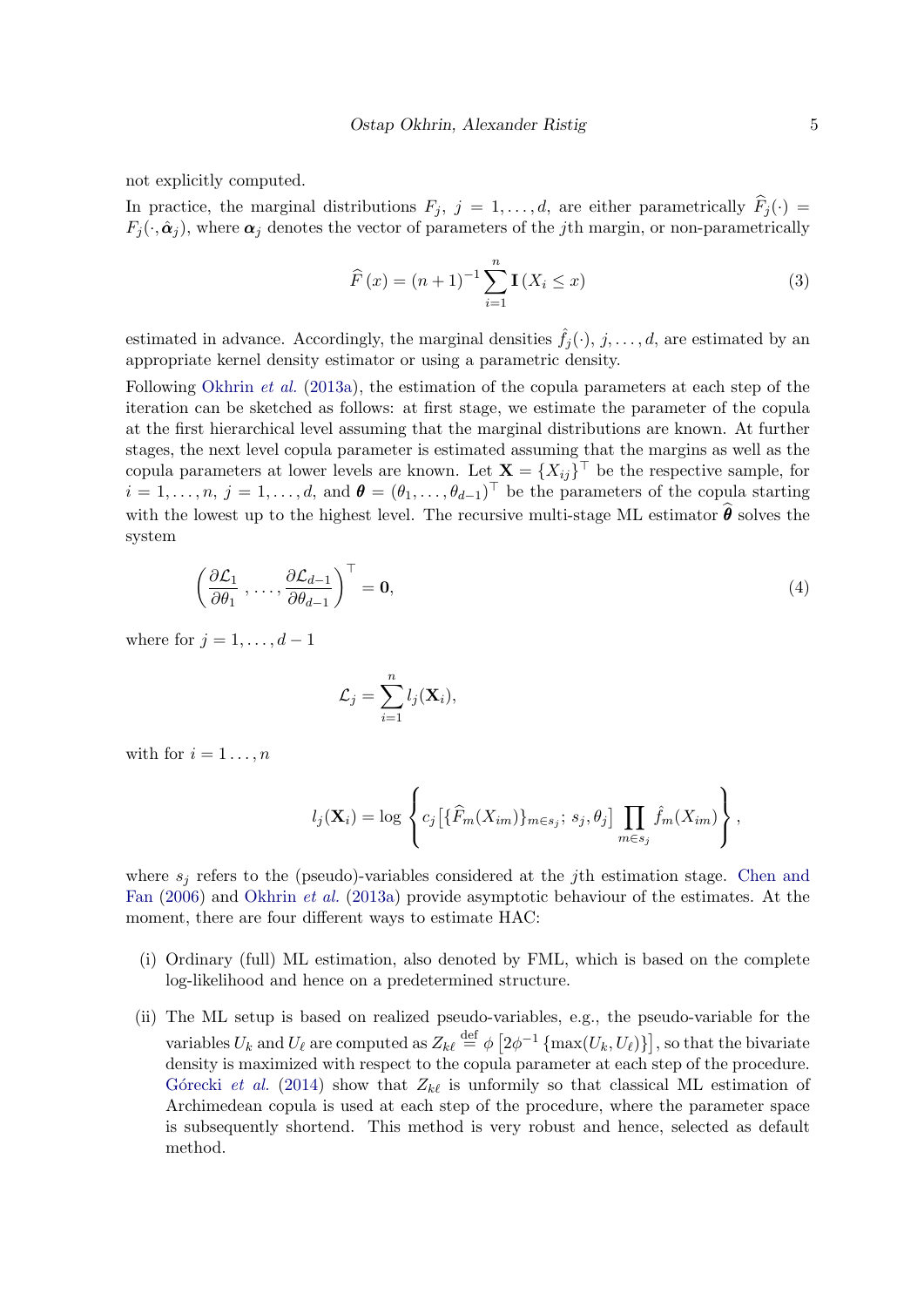not explicitly computed.

In practice, the marginal distributions $F_j$, $j = 1, \ldots, d$, are either parametrically $\widehat{F}_j(\cdot) = F_j(\cdot, \hat{\boldsymbol{\alpha}}_j)$, where $\boldsymbol{\alpha}_j$ denotes the vector of parameters of the $j$th margin, or non-parametrically

$$\widehat{F}(x) = (n+1)^{-1} \sum_{i=1}^{n} \mathbf{I}(X_i \leq x) \tag{3}$$

estimated in advance. Accordingly, the marginal densities $\hat{f}_j(\cdot)$, $j, \ldots, d$, are estimated by an appropriate kernel density estimator or using a parametric density.

Following Okhrin *et al.* (2013a), the estimation of the copula parameters at each step of the iteration can be sketched as follows: at first stage, we estimate the parameter of the copula at the first hierarchical level assuming that the marginal distributions are known. At further stages, the next level copula parameter is estimated assuming that the margins as well as the copula parameters at lower levels are known. Let $\mathbf{X} = \{X_{ij}\}^\top$ be the respective sample, for $i = 1, \ldots, n$, $j = 1, \ldots, d$, and $\boldsymbol{\theta} = (\theta_1, \ldots, \theta_{d-1})^\top$ be the parameters of the copula starting with the lowest up to the highest level. The recursive multi-stage ML estimator $\widehat{\boldsymbol{\theta}}$ solves the system

$$\left( \frac{\partial \mathcal{L}_1}{\partial \theta_1}, \ldots, \frac{\partial \mathcal{L}_{d-1}}{\partial \theta_{d-1}} \right)^\top = \mathbf{0}, \tag{4}$$

where for $j = 1, \ldots, d-1$

$$\mathcal{L}_j = \sum_{i=1}^{n} l_j(\mathbf{X}_i),$$

with for $i = 1 \ldots, n$

$$l_j(\mathbf{X}_i) = \log \left\{ c_j \left[ \{\widehat{F}_m(X_{im})\}_{m \in s_j};\, s_j, \theta_j \right] \prod_{m \in s_j} \hat{f}_m(X_{im}) \right\},$$

where $s_j$ refers to the (pseudo)-variables considered at the $j$th estimation stage. Chen and Fan (2006) and Okhrin *et al.* (2013a) provide asymptotic behaviour of the estimates. At the moment, there are four different ways to estimate HAC:

(i) Ordinary (full) ML estimation, also denoted by FML, which is based on the complete log-likelihood and hence on a predetermined structure.

(ii) The ML setup is based on realized pseudo-variables, e.g., the pseudo-variable for the variables $U_k$ and $U_\ell$ are computed as $Z_{k\ell} \stackrel{\text{def}}{=} \phi\left[2\phi^{-1}\{\max(U_k, U_\ell)\}\right]$, so that the bivariate density is maximized with respect to the copula parameter at each step of the procedure. Górecki *et al.* (2014) show that $Z_{k\ell}$ is unformilly so that classical ML estimation of Archimedean copula is used at each step of the procedure, where the parameter space is subsequently shortend. This method is very robust and hence, selected as default method.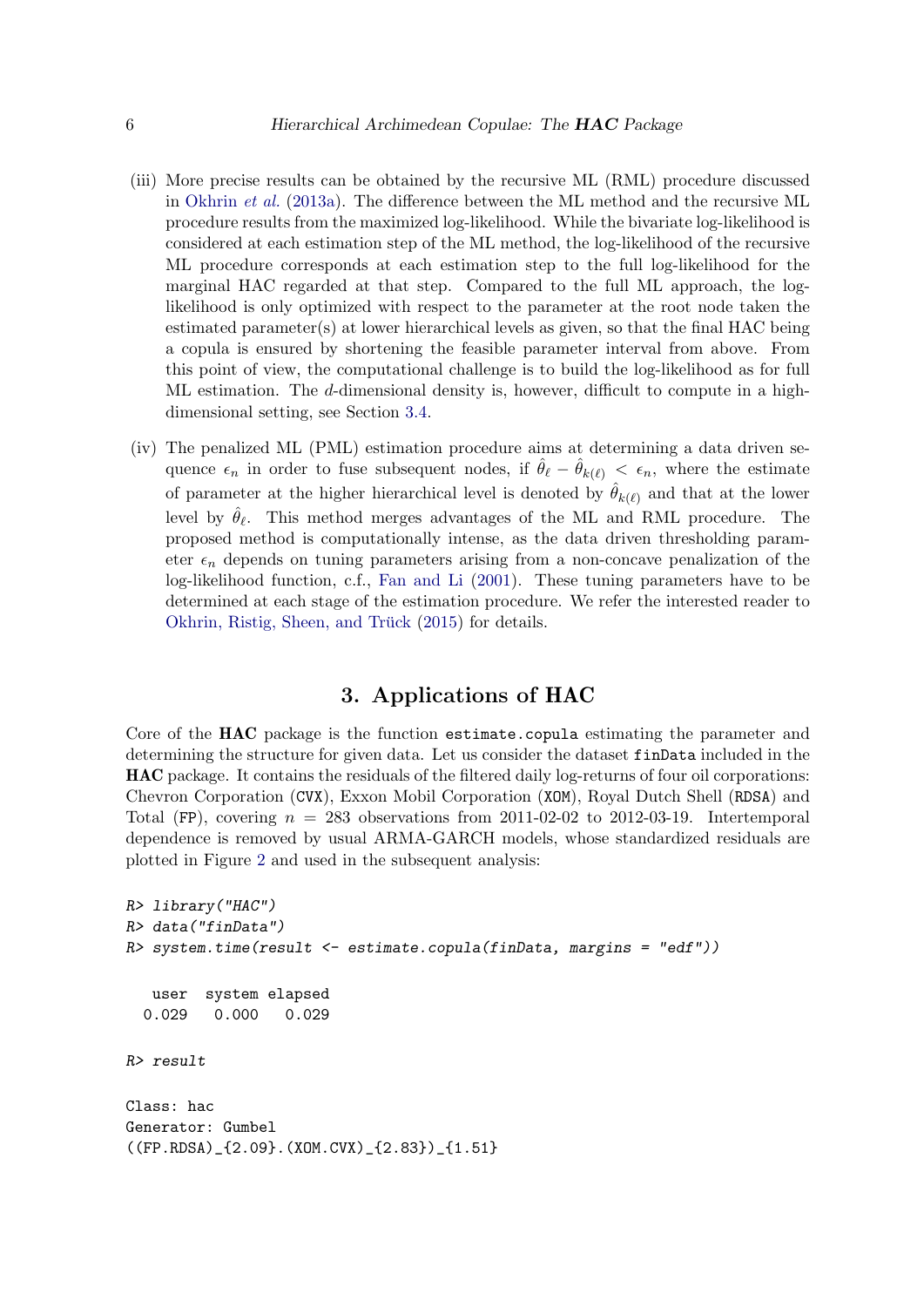(iii) More precise results can be obtained by the recursive ML (RML) procedure discussed in Okhrin *et al.* (2013a). The difference between the ML method and the recursive ML procedure results from the maximized log-likelihood. While the bivariate log-likelihood is considered at each estimation step of the ML method, the log-likelihood of the recursive ML procedure corresponds at each estimation step to the full log-likelihood for the marginal HAC regarded at that step. Compared to the full ML approach, the log-likelihood is only optimized with respect to the parameter at the root node taken the estimated parameter(s) at lower hierarchical levels as given, so that the final HAC being a copula is ensured by shortening the feasible parameter interval from above. From this point of view, the computational challenge is to build the log-likelihood as for full ML estimation. The $d$-dimensional density is, however, difficult to compute in a high-dimensional setting, see Section 3.4.

(iv) The penalized ML (PML) estimation procedure aims at determining a data driven sequence $\epsilon_n$ in order to fuse subsequent nodes, if $\hat{\theta}_\ell - \hat{\theta}_{k(\ell)} < \epsilon_n$, where the estimate of parameter at the higher hierarchical level is denoted by $\hat{\theta}_{k(\ell)}$ and that at the lower level by $\hat{\theta}_\ell$. This method merges advantages of the ML and RML procedure. The proposed method is computationally intense, as the data driven thresholding parameter $\epsilon_n$ depends on tuning parameters arising from a non-concave penalization of the log-likelihood function, c.f., Fan and Li (2001). These tuning parameters have to be determined at each stage of the estimation procedure. We refer the interested reader to Okhrin, Ristig, Sheen, and Trück (2015) for details.

# 3. Applications of HAC

Core of the **HAC** package is the function `estimate.copula` estimating the parameter and determining the structure for given data. Let us consider the dataset `finData` included in the **HAC** package. It contains the residuals of the filtered daily log-returns of four oil corporations: Chevron Corporation (`CVX`), Exxon Mobil Corporation (`XOM`), Royal Dutch Shell (`RDSA`) and Total (`FP`), covering $n = 283$ observations from 2011-02-02 to 2012-03-19. Intertemporal dependence is removed by usual ARMA-GARCH models, whose standardized residuals are plotted in Figure 2 and used in the subsequent analysis:

```
R> library("HAC")
R> data("finData")
R> system.time(result <- estimate.copula(finData, margins = "edf"))

   user  system elapsed
  0.029   0.000   0.029

R> result

Class: hac
Generator: Gumbel
((FP.RDSA)_{2.09}.(XOM.CVX)_{2.83})_{1.51}
```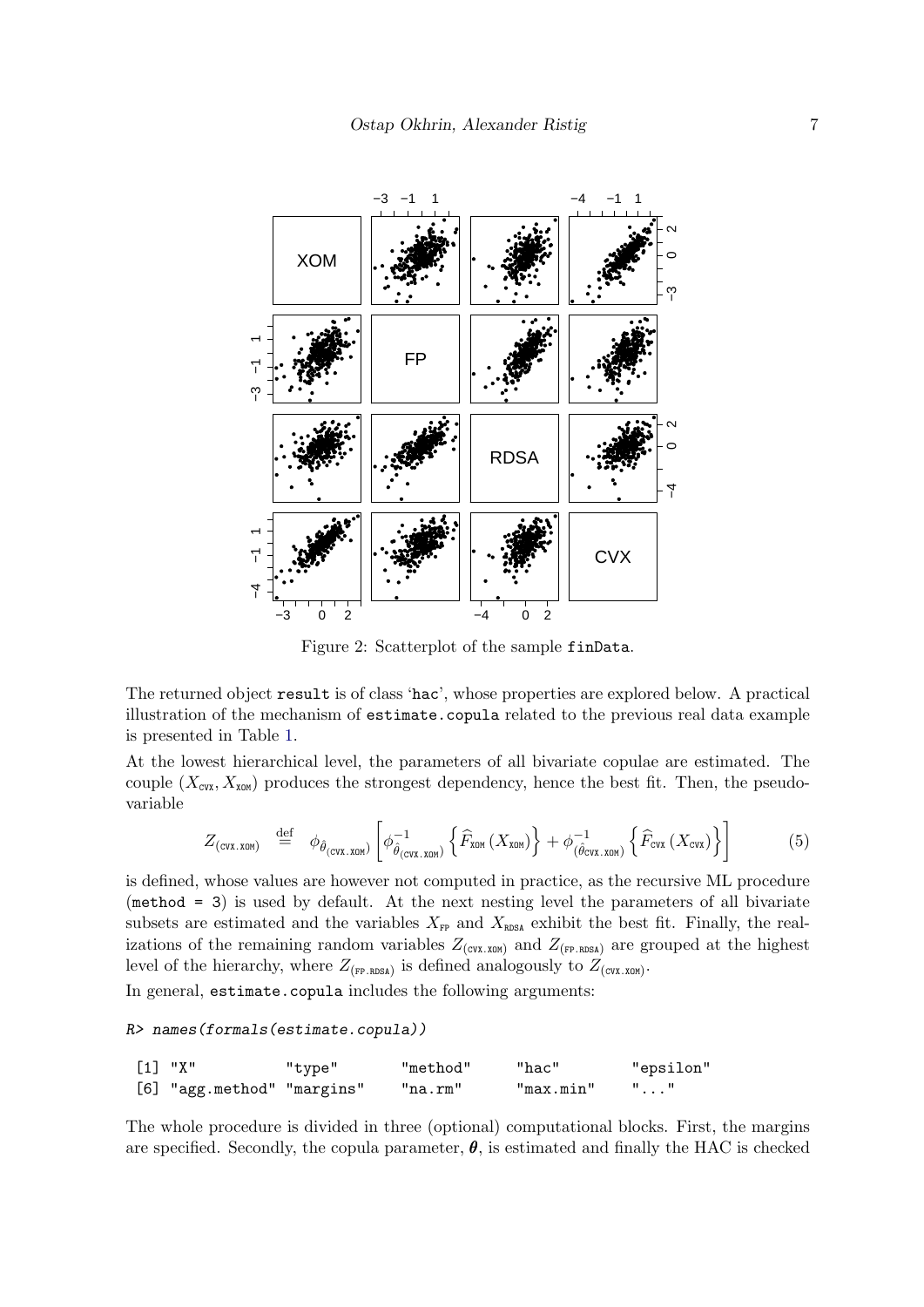Figure 2: Scatterplot of the sample `finData`.

The returned object `result` is of class '`hac`', whose properties are explored below. A practical illustration of the mechanism of `estimate.copula` related to the previous real data example is presented in Table 1.

At the lowest hierarchical level, the parameters of all bivariate copulae are estimated. The couple $(X_{\texttt{CVX}}, X_{\texttt{XOM}})$ produces the strongest dependency, hence the best fit. Then, the pseudo-variable

$$Z_{(\texttt{CVX.XOM})} \stackrel{\text{def}}{=} \phi_{\hat{\theta}_{(\texttt{CVX.XOM})}} \left[ \phi^{-1}_{\hat{\theta}_{(\texttt{CVX.XOM})}} \left\{ \widehat{F}_{\texttt{XOM}}\left(X_{\texttt{XOM}}\right) \right\} + \phi^{-1}_{(\hat{\theta}_{\texttt{CVX.XOM}})} \left\{ \widehat{F}_{\texttt{CVX}}\left(X_{\texttt{CVX}}\right) \right\} \right] \tag{5}$$

is defined, whose values are however not computed in practice, as the recursive ML procedure (`method = 3`) is used by default. At the next nesting level the parameters of all bivariate subsets are estimated and the variables $X_{\texttt{FP}}$ and $X_{\texttt{RDSA}}$ exhibit the best fit. Finally, the realizations of the remaining random variables $Z_{(\texttt{CVX.XOM})}$ and $Z_{(\texttt{FP.RDSA})}$ are grouped at the highest level of the hierarchy, where $Z_{(\texttt{FP.RDSA})}$ is defined analogously to $Z_{(\texttt{CVX.XOM})}$.

In general, `estimate.copula` includes the following arguments:

```
R> names(formals(estimate.copula))

 [1] "X"          "type"       "method"     "hac"        "epsilon"
 [6] "agg.method" "margins"    "na.rm"      "max.min"    "..."
```

The whole procedure is divided in three (optional) computational blocks. First, the margins are specified. Secondly, the copula parameter, $\boldsymbol{\theta}$, is estimated and finally the HAC is checked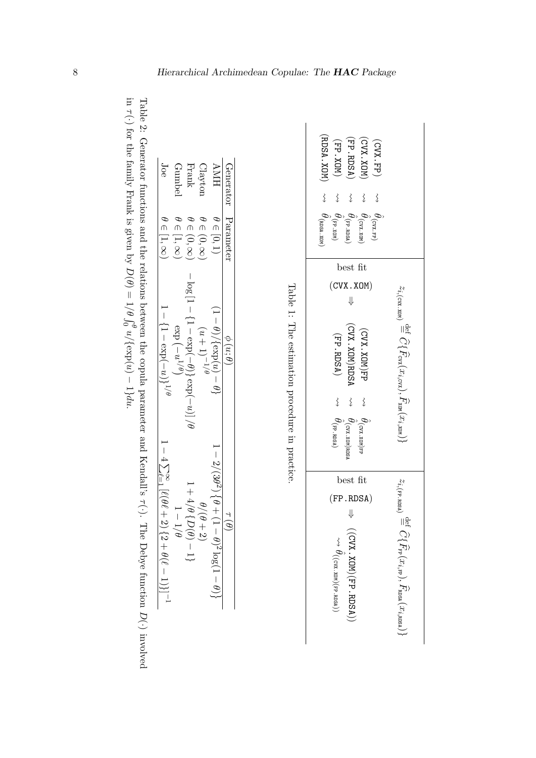| | | | | |
|---|---|---|---|---|
| (CVX.FP) ⇝ $\widehat{\theta}_{(\text{CVX.FP})}$ | | $z_{i,(\text{CVX.XOM})} \stackrel{\text{def}}{=} \widehat{C}\{\widehat{F}_{\text{CVX}}(x_{i,\text{CVX}}), \widehat{F}_{\text{XOM}}(x_{i,\text{XOM}})\}$ | | $z_{i,(\text{FP.RDSA})} \stackrel{\text{def}}{=} \widehat{C}\{\widehat{F}_{\text{FP}}(x_{i,\text{FP}}), \widehat{F}_{\text{RDSA}}(x_{i,\text{RDSA}})\}$ |
| (CVX.XOM) ⇝ $\widehat{\theta}_{(\text{CVX.XOM})}$ | best fit | (CVX.XOM)FP ⇝ $\widehat{\theta}_{(\text{CVX.XOM})\text{FP}}$ | best fit | |
| (FP.RDSA) ⇝ $\widehat{\theta}_{(\text{FP.RDSA})}$ | (CVX.XOM) ⇒ | (CVX.XOM)RDSA ⇝ $\widehat{\theta}_{(\text{CVX.XOM})\text{RDSA}}$ | (FP.RDSA) ⇒ | ((CVX.XOM)(FP.RDSA)) ⇝ $\widehat{\theta}_{((\text{CVX.XOM})(\text{FP.RDSA}))}$ |
| (FP.XOM) ⇝ $\widehat{\theta}_{(\text{FP.XOM})}$ | | (FP.RDSA) ⇝ $\widehat{\theta}_{(\text{FP.RDSA})}$ | | |
| (RDSA.XOM) ⇝ $\widehat{\theta}_{(\text{RDSA.XOM})}$ | | | | |

Table 1: The estimation procedure in practice.

| Generator | Parameter | $\phi(u;\theta)$ | $\tau(\theta)$ |
|---|---|---|---|
| AMH | $\theta \in [0,1)$ | $(1-\theta)/\{\exp(u)-\theta\}$ | $1-2/(3\theta^2)\{\theta+(1-\theta)^2\log(1-\theta)\}$ |
| Clayton | $\theta \in (0,\infty)$ | $(u+1)^{-1/\theta}$ | $\theta/(\theta+2)$ |
| Frank | $\theta \in (0,\infty)$ | $-\log\left[1-\{1-\exp(-\theta)\}\exp(-u)\right]/\theta$ | $1+4/\theta\{D(\theta)-1\}$ |
| Gumbel | $\theta \in [1,\infty)$ | $\exp\left(-u^{1/\theta}\right)$ | $1-1/\theta$ |
| Joe | $\theta \in [1,\infty)$ | $1-\{1-\exp(-u)\}^{1/\theta}$ | $1-4\sum_{\ell=1}^{\infty}\left[\ell(\theta\ell+2)\{2+\theta(\ell-1)\}\right]^{-1}$ |

Table 2: Generator functions and the relations between the copula parameter and Kendall's $\tau(\cdot)$. The Debye function $D(\cdot)$ involved in $\tau(\cdot)$ for the family Frank is given by $D(\theta) = 1/\theta \int_0^\theta u/\{\exp(u)-1\}du$.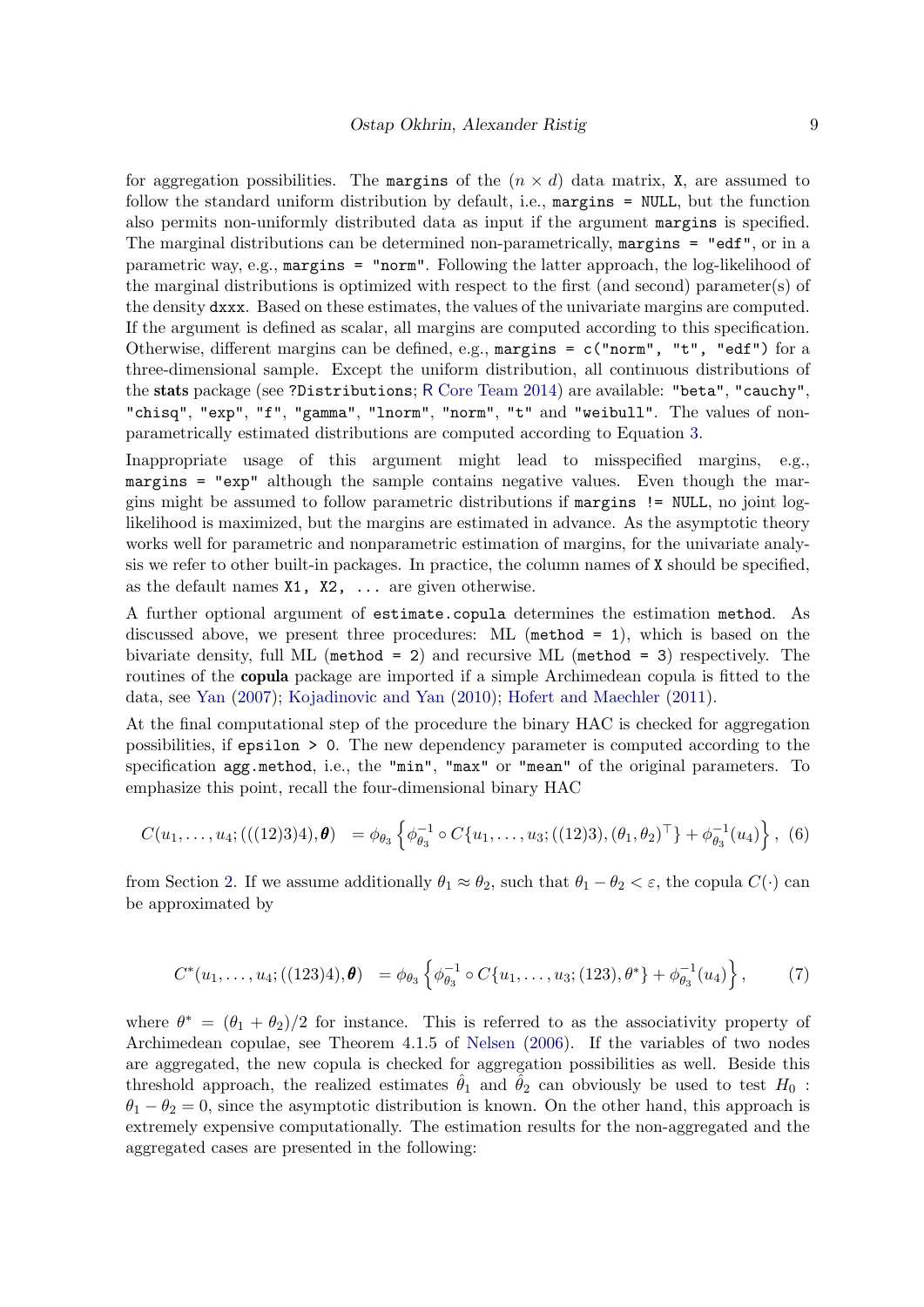for aggregation possibilities. The `margins` of the $(n \times d)$ data matrix, `X`, are assumed to follow the standard uniform distribution by default, i.e., `margins = NULL`, but the function also permits non-uniformly distributed data as input if the argument `margins` is specified. The marginal distributions can be determined non-parametrically, `margins = "edf"`, or in a parametric way, e.g., `margins = "norm"`. Following the latter approach, the log-likelihood of the marginal distributions is optimized with respect to the first (and second) parameter(s) of the density `dxxx`. Based on these estimates, the values of the univariate margins are computed. If the argument is defined as scalar, all margins are computed according to this specification. Otherwise, different margins can be defined, e.g., `margins = c("norm", "t", "edf")` for a three-dimensional sample. Except the uniform distribution, all continuous distributions of the **stats** package (see `?Distributions`; R Core Team 2014) are available: `"beta"`, `"cauchy"`, `"chisq"`, `"exp"`, `"f"`, `"gamma"`, `"lnorm"`, `"norm"`, `"t"` and `"weibull"`. The values of non-parametrically estimated distributions are computed according to Equation 3.

Inappropriate usage of this argument might lead to misspecified margins, e.g., `margins = "exp"` although the sample contains negative values. Even though the margins might be assumed to follow parametric distributions if `margins != NULL`, no joint log-likelihood is maximized, but the margins are estimated in advance. As the asymptotic theory works well for parametric and nonparametric estimation of margins, for the univariate analysis we refer to other built-in packages. In practice, the column names of `X` should be specified, as the default names `X1, X2, ...` are given otherwise.

A further optional argument of `estimate.copula` determines the estimation `method`. As discussed above, we present three procedures: ML (`method = 1`), which is based on the bivariate density, full ML (`method = 2`) and recursive ML (`method = 3`) respectively. The routines of the **copula** package are imported if a simple Archimedean copula is fitted to the data, see Yan (2007); Kojadinovic and Yan (2010); Hofert and Maechler (2011).

At the final computational step of the procedure the binary HAC is checked for aggregation possibilities, if `epsilon > 0`. The new dependency parameter is computed according to the specification `agg.method`, i.e., the `"min"`, `"max"` or `"mean"` of the original parameters. To emphasize this point, recall the four-dimensional binary HAC

$$C(u_1, \ldots, u_4; (((12)3)4), \boldsymbol{\theta}) \;\; = \phi_{\theta_3}\left\{\phi_{\theta_3}^{-1} \circ C\{u_1, \ldots, u_3; ((12)3), (\theta_1, \theta_2)^\top\} + \phi_{\theta_3}^{-1}(u_4)\right\}, \tag{6}$$

from Section 2. If we assume additionally $\theta_1 \approx \theta_2$, such that $\theta_1 - \theta_2 < \varepsilon$, the copula $C(\cdot)$ can be approximated by

$$C^*(u_1, \ldots, u_4; ((123)4), \boldsymbol{\theta}) \;\; = \phi_{\theta_3}\left\{\phi_{\theta_3}^{-1} \circ C\{u_1, \ldots, u_3; (123), \theta^*\} + \phi_{\theta_3}^{-1}(u_4)\right\}, \tag{7}$$

where $\theta^* = (\theta_1 + \theta_2)/2$ for instance. This is referred to as the associativity property of Archimedean copulae, see Theorem 4.1.5 of Nelsen (2006). If the variables of two nodes are aggregated, the new copula is checked for aggregation possibilities as well. Beside this threshold approach, the realized estimates $\hat{\theta}_1$ and $\hat{\theta}_2$ can obviously be used to test $H_0 : \theta_1 - \theta_2 = 0$, since the asymptotic distribution is known. On the other hand, this approach is extremely expensive computationally. The estimation results for the non-aggregated and the aggregated cases are presented in the following: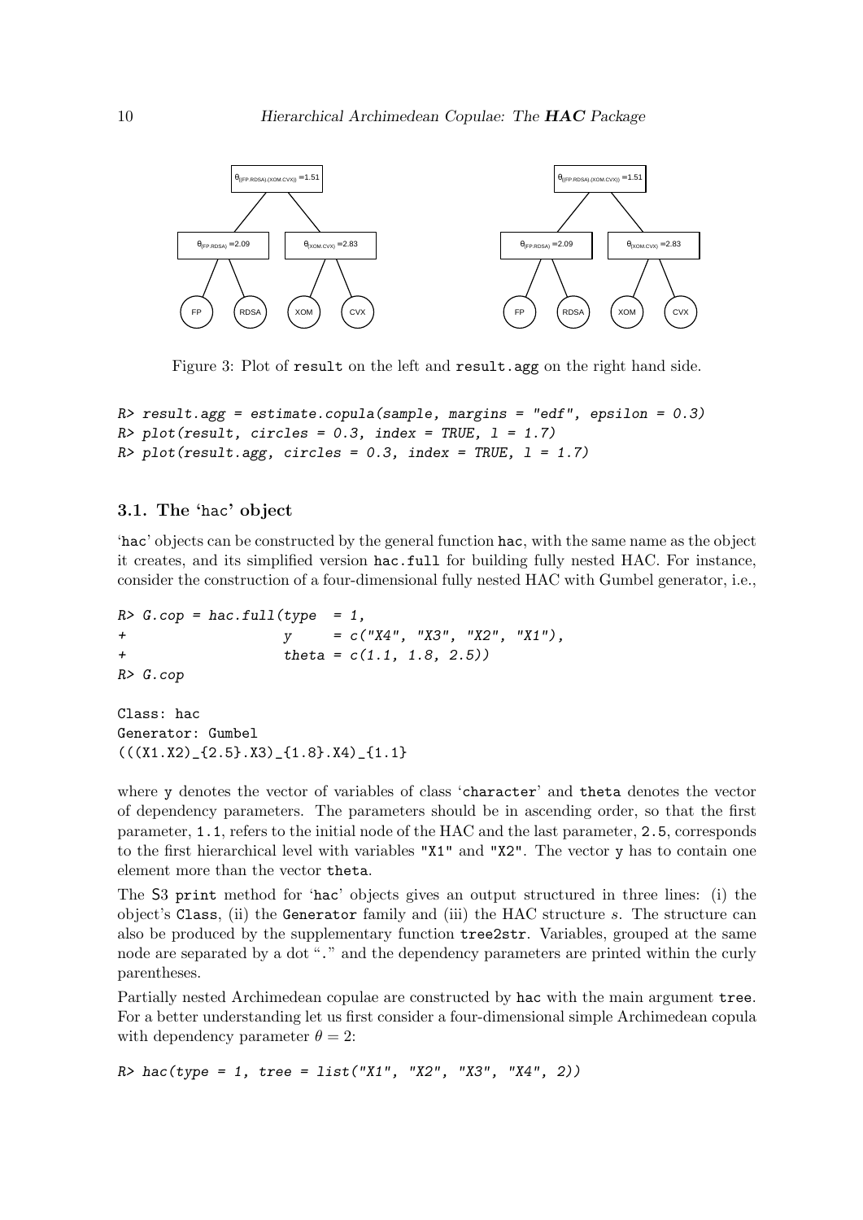Figure 3: Plot of `result` on the left and `result.agg` on the right hand side.

```
R> result.agg = estimate.copula(sample, margins = "edf", epsilon = 0.3)
R> plot(result, circles = 0.3, index = TRUE, l = 1.7)
R> plot(result.agg, circles = 0.3, index = TRUE, l = 1.7)
```

### 3.1. The 'hac' object

'hac' objects can be constructed by the general function `hac`, with the same name as the object it creates, and its simplified version `hac.full` for building fully nested HAC. For instance, consider the construction of a four-dimensional fully nested HAC with Gumbel generator, i.e.,

```
R> G.cop = hac.full(type  = 1,
+                   y     = c("X4", "X3", "X2", "X1"),
+                   theta = c(1.1, 1.8, 2.5))
R> G.cop

Class: hac
Generator: Gumbel
(((X1.X2)_{2.5}.X3)_{1.8}.X4)_{1.1}
```

where `y` denotes the vector of variables of class '`character`' and `theta` denotes the vector of dependency parameters. The parameters should be in ascending order, so that the first parameter, `1.1`, refers to the initial node of the HAC and the last parameter, `2.5`, corresponds to the first hierarchical level with variables `"X1"` and `"X2"`. The vector `y` has to contain one element more than the vector `theta`.

The `S3` `print` method for '`hac`' objects gives an output structured in three lines: (i) the object's `Class`, (ii) the `Generator` family and (iii) the HAC structure $s$. The structure can also be produced by the supplementary function `tree2str`. Variables, grouped at the same node are separated by a dot "`.`" and the dependency parameters are printed within the curly parentheses.

Partially nested Archimedean copulae are constructed by `hac` with the main argument `tree`. For a better understanding let us first consider a four-dimensional simple Archimedean copula with dependency parameter $\theta = 2$:

```
R> hac(type = 1, tree = list("X1", "X2", "X3", "X4", 2))
```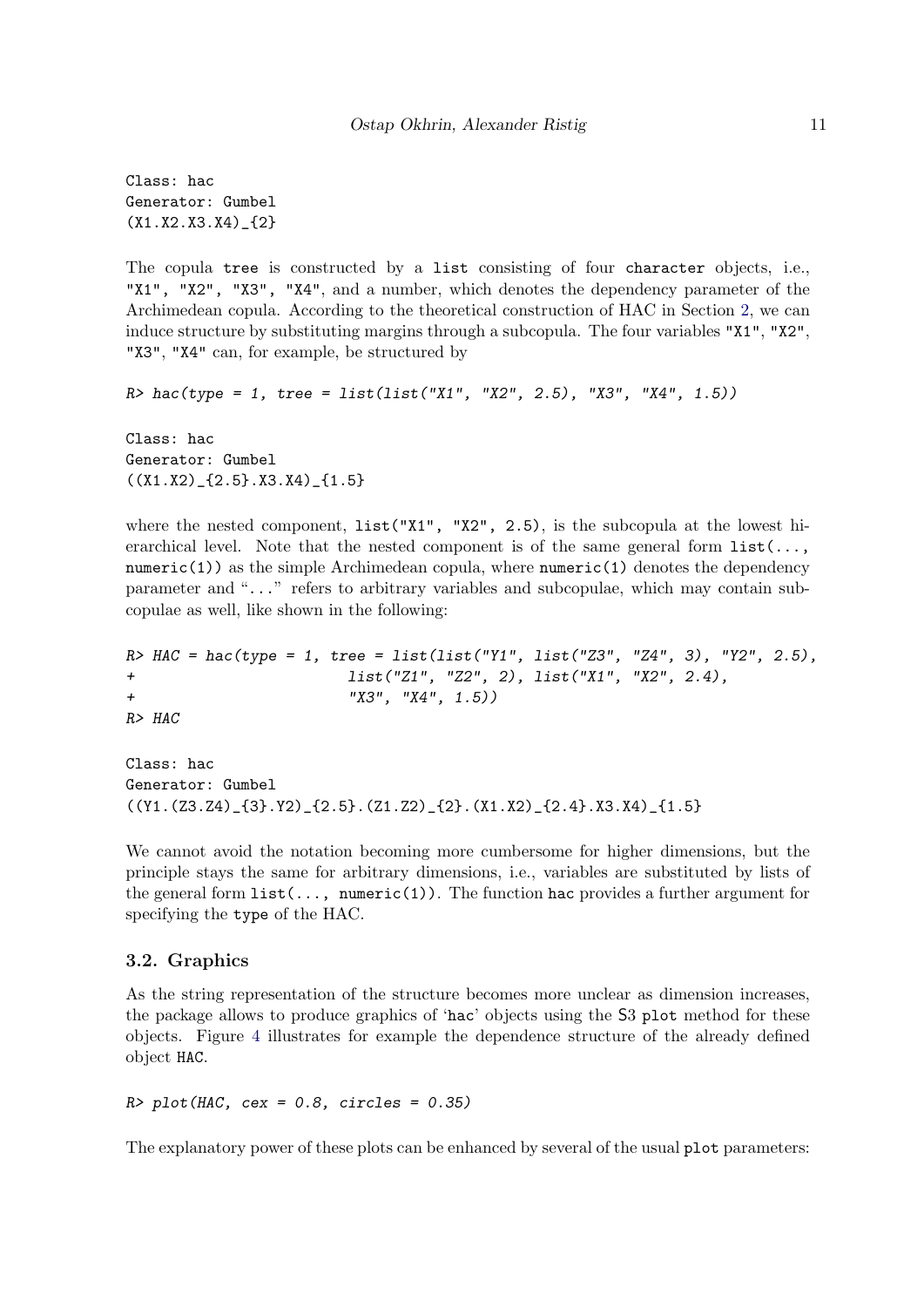```
Class: hac
Generator: Gumbel
(X1.X2.X3.X4)_{2}
```

The copula tree is constructed by a list consisting of four character objects, i.e., "X1", "X2", "X3", "X4", and a number, which denotes the dependency parameter of the Archimedean copula. According to the theoretical construction of HAC in Section 2, we can induce structure by substituting margins through a subcopula. The four variables "X1", "X2", "X3", "X4" can, for example, be structured by

```
R> hac(type = 1, tree = list(list("X1", "X2", 2.5), "X3", "X4", 1.5))
```

```
Class: hac
Generator: Gumbel
((X1.X2)_{2.5}.X3.X4)_{1.5}
```

where the nested component, list("X1", "X2", 2.5), is the subcopula at the lowest hierarchical level. Note that the nested component is of the same general form list(..., numeric(1)) as the simple Archimedean copula, where numeric(1) denotes the dependency parameter and "..." refers to arbitrary variables and subcopulae, which may contain subcopulae as well, like shown in the following:

```
R> HAC = hac(type = 1, tree = list(list("Y1", list("Z3", "Z4", 3), "Y2", 2.5),
+                        list("Z1", "Z2", 2), list("X1", "X2", 2.4),
+                        "X3", "X4", 1.5))
R> HAC
```

```
Class: hac
Generator: Gumbel
((Y1.(Z3.Z4)_{3}.Y2)_{2.5}.(Z1.Z2)_{2}.(X1.X2)_{2.4}.X3.X4)_{1.5}
```

We cannot avoid the notation becoming more cumbersome for higher dimensions, but the principle stays the same for arbitrary dimensions, i.e., variables are substituted by lists of the general form list(..., numeric(1)). The function hac provides a further argument for specifying the type of the HAC.

### 3.2. Graphics

As the string representation of the structure becomes more unclear as dimension increases, the package allows to produce graphics of 'hac' objects using the S3 plot method for these objects. Figure 4 illustrates for example the dependence structure of the already defined object HAC.

```
R> plot(HAC, cex = 0.8, circles = 0.35)
```

The explanatory power of these plots can be enhanced by several of the usual plot parameters: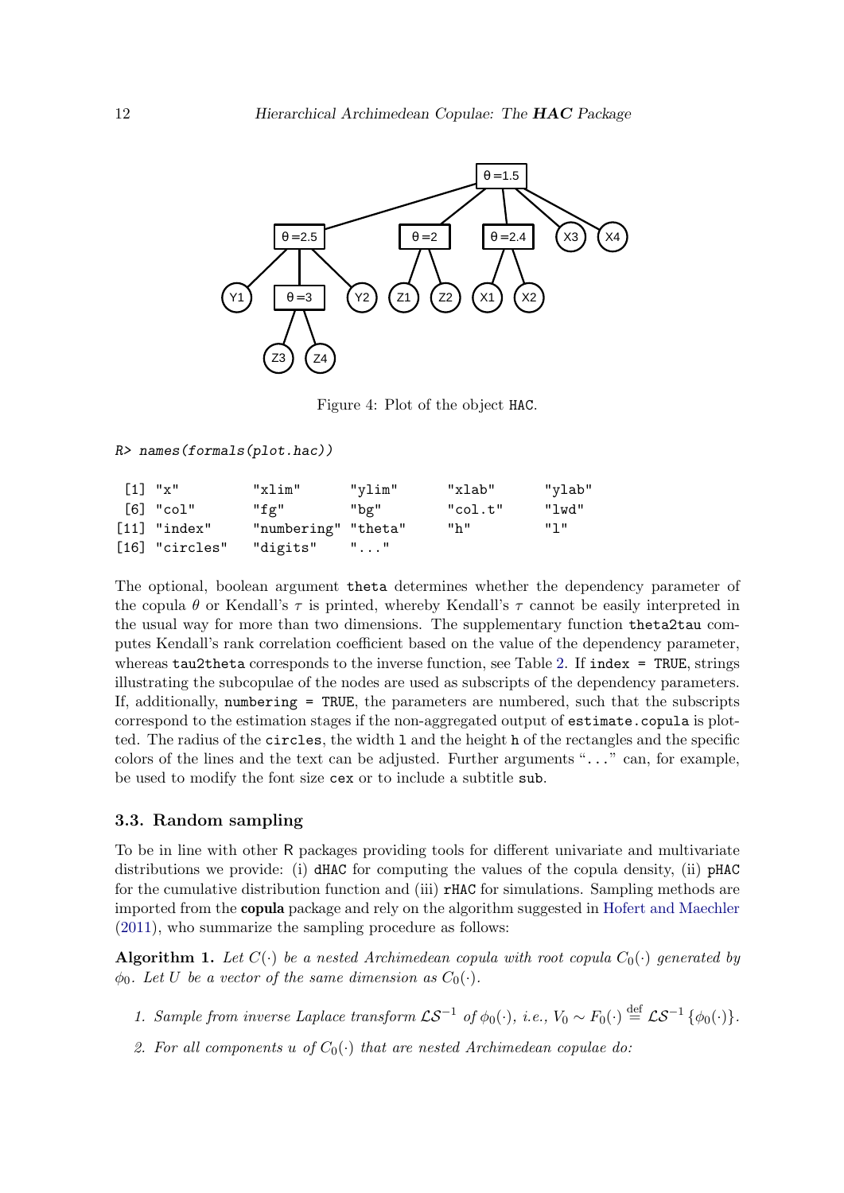Figure 4: Plot of the object HAC.

```
R> names(formals(plot.hac))

 [1] "x"          "xlim"      "ylim"      "xlab"      "ylab"
 [6] "col"        "fg"        "bg"        "col.t"     "lwd"
[11] "index"      "numbering" "theta"     "h"         "l"
[16] "circles"    "digits"    "..."
```

The optional, boolean argument `theta` determines whether the dependency parameter of the copula $\theta$ or Kendall's $\tau$ is printed, whereby Kendall's $\tau$ cannot be easily interpreted in the usual way for more than two dimensions. The supplementary function `theta2tau` computes Kendall's rank correlation coefficient based on the value of the dependency parameter, whereas `tau2theta` corresponds to the inverse function, see Table 2. If `index = TRUE`, strings illustrating the subcopulae of the nodes are used as subscripts of the dependency parameters. If, additionally, `numbering = TRUE`, the parameters are numbered, such that the subscripts correspond to the estimation stages if the non-aggregated output of `estimate.copula` is plotted. The radius of the `circles`, the width `l` and the height `h` of the rectangles and the specific colors of the lines and the text can be adjusted. Further arguments "`...`" can, for example, be used to modify the font size `cex` or to include a subtitle `sub`.

### 3.3. Random sampling

To be in line with other R packages providing tools for different univariate and multivariate distributions we provide: (i) `dHAC` for computing the values of the copula density, (ii) `pHAC` for the cumulative distribution function and (iii) `rHAC` for simulations. Sampling methods are imported from the **copula** package and rely on the algorithm suggested in Hofert and Maechler (2011), who summarize the sampling procedure as follows:

**Algorithm 1.** *Let $C(\cdot)$ be a nested Archimedean copula with root copula $C_0(\cdot)$ generated by $\phi_0$. Let $U$ be a vector of the same dimension as $C_0(\cdot)$.*

1. *Sample from inverse Laplace transform $\mathcal{LS}^{-1}$ of $\phi_0(\cdot)$, i.e., $V_0 \sim F_0(\cdot) \stackrel{\text{def}}{=} \mathcal{LS}^{-1}\{\phi_0(\cdot)\}$.*
2. *For all components $u$ of $C_0(\cdot)$ that are nested Archimedean copulae do:*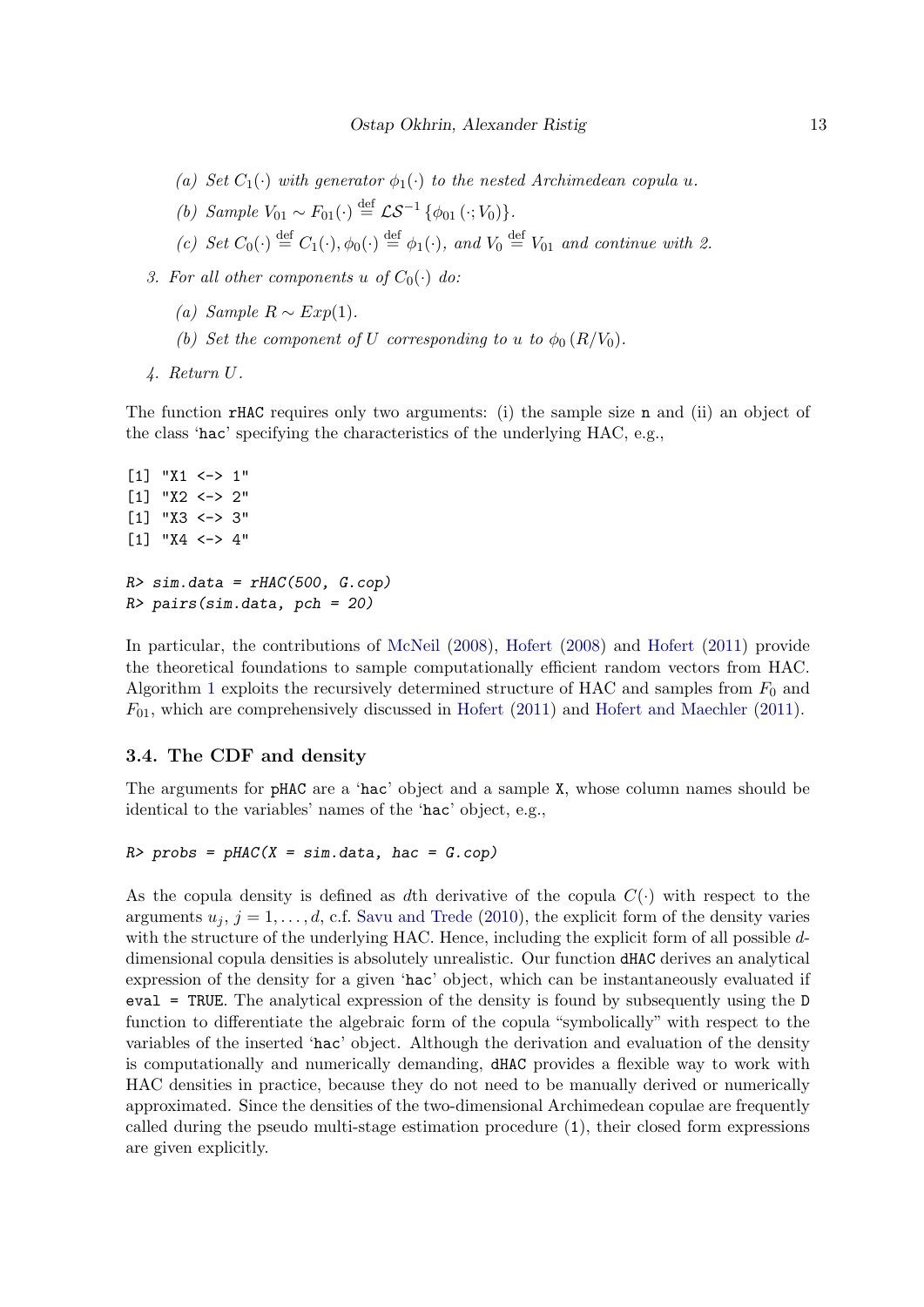(a) *Set $C_1(\cdot)$ with generator $\phi_1(\cdot)$ to the nested Archimedean copula $u$.*

(b) *Sample $V_{01} \sim F_{01}(\cdot) \stackrel{\text{def}}{=} \mathcal{LS}^{-1}\{\phi_{01}(\cdot; V_0)\}$.*

(c) *Set $C_0(\cdot) \stackrel{\text{def}}{=} C_1(\cdot), \phi_0(\cdot) \stackrel{\text{def}}{=} \phi_1(\cdot)$, and $V_0 \stackrel{\text{def}}{=} V_{01}$ and continue with 2.*

3. *For all other components $u$ of $C_0(\cdot)$ do:*

   (a) *Sample $R \sim Exp(1)$.*

   (b) *Set the component of $U$ corresponding to $u$ to $\phi_0(R/V_0)$.*

4. *Return $U$.*

The function `rHAC` requires only two arguments: (i) the sample size `n` and (ii) an object of the class '`hac`' specifying the characteristics of the underlying HAC, e.g.,

```
[1] "X1 <-> 1"
[1] "X2 <-> 2"
[1] "X3 <-> 3"
[1] "X4 <-> 4"

R> sim.data = rHAC(500, G.cop)
R> pairs(sim.data, pch = 20)
```

In particular, the contributions of McNeil (2008), Hofert (2008) and Hofert (2011) provide the theoretical foundations to sample computationally efficient random vectors from HAC. Algorithm 1 exploits the recursively determined structure of HAC and samples from $F_0$ and $F_{01}$, which are comprehensively discussed in Hofert (2011) and Hofert and Maechler (2011).

### 3.4. The CDF and density

The arguments for `pHAC` are a '`hac`' object and a sample `X`, whose column names should be identical to the variables' names of the '`hac`' object, e.g.,

```
R> probs = pHAC(X = sim.data, hac = G.cop)
```

As the copula density is defined as $d$th derivative of the copula $C(\cdot)$ with respect to the arguments $u_j$, $j = 1, \ldots, d$, c.f. Savu and Trede (2010), the explicit form of the density varies with the structure of the underlying HAC. Hence, including the explicit form of all possible $d$-dimensional copula densities is absolutely unrealistic. Our function `dHAC` derives an analytical expression of the density for a given '`hac`' object, which can be instantaneously evaluated if `eval = TRUE`. The analytical expression of the density is found by subsequently using the `D` function to differentiate the algebraic form of the copula "symbolically" with respect to the variables of the inserted '`hac`' object. Although the derivation and evaluation of the density is computationally and numerically demanding, `dHAC` provides a flexible way to work with HAC densities in practice, because they do not need to be manually derived or numerically approximated. Since the densities of the two-dimensional Archimedean copulae are frequently called during the pseudo multi-stage estimation procedure (1), their closed form expressions are given explicitly.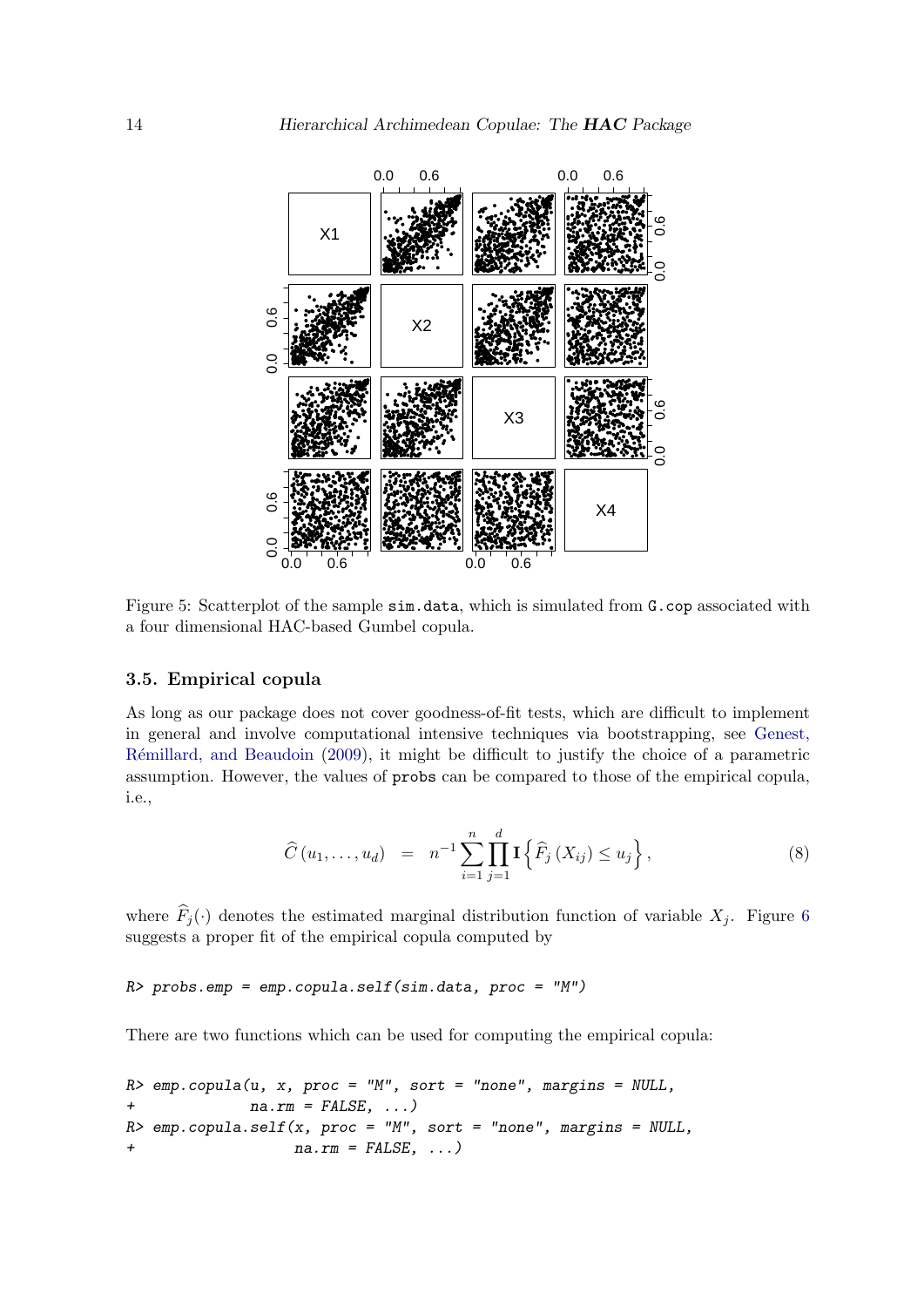Figure 5: Scatterplot of the sample `sim.data`, which is simulated from `G.cop` associated with a four dimensional HAC-based Gumbel copula.

### 3.5. Empirical copula

As long as our package does not cover goodness-of-fit tests, which are difficult to implement in general and involve computational intensive techniques via bootstrapping, see Genest, Rémillard, and Beaudoin (2009), it might be difficult to justify the choice of a parametric assumption. However, the values of `probs` can be compared to those of the empirical copula, i.e.,

$$\widehat{C}(u_1, \ldots, u_d) \;=\; n^{-1} \sum_{i=1}^{n} \prod_{j=1}^{d} \mathbf{I}\left\{\widehat{F}_j(X_{ij}) \leq u_j\right\}, \tag{8}$$

where $\widehat{F}_j(\cdot)$ denotes the estimated marginal distribution function of variable $X_j$. Figure 6 suggests a proper fit of the empirical copula computed by

```
R> probs.emp = emp.copula.self(sim.data, proc = "M")
```

There are two functions which can be used for computing the empirical copula:

```
R> emp.copula(u, x, proc = "M", sort = "none", margins = NULL,
+             na.rm = FALSE, ...)
R> emp.copula.self(x, proc = "M", sort = "none", margins = NULL,
+                  na.rm = FALSE, ...)
```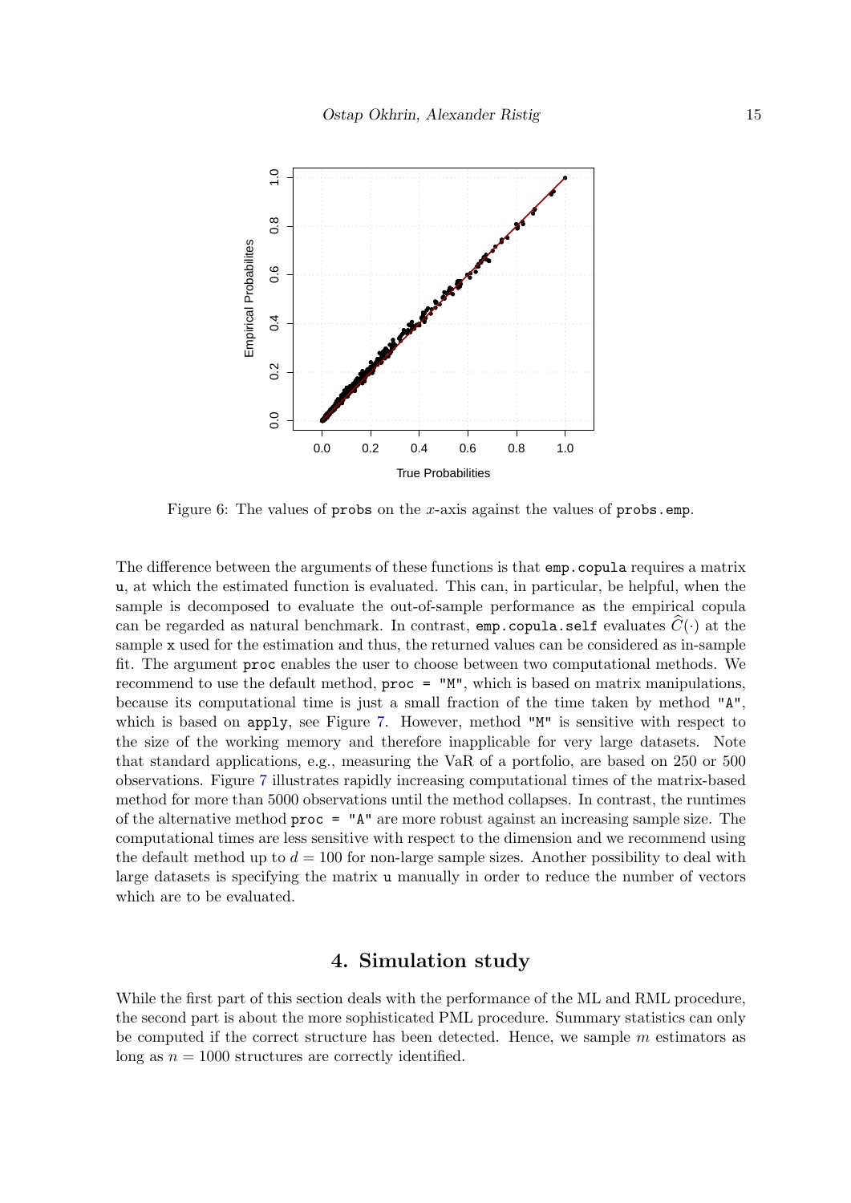Figure 6: The values of `probs` on the $x$-axis against the values of `probs.emp`.

The difference between the arguments of these functions is that `emp.copula` requires a matrix `u`, at which the estimated function is evaluated. This can, in particular, be helpful, when the sample is decomposed to evaluate the out-of-sample performance as the empirical copula can be regarded as natural benchmark. In contrast, `emp.copula.self` evaluates $\widehat{C}(\cdot)$ at the sample `x` used for the estimation and thus, the returned values can be considered as in-sample fit. The argument `proc` enables the user to choose between two computational methods. We recommend to use the default method, `proc = "M"`, which is based on matrix manipulations, because its computational time is just a small fraction of the time taken by method `"A"`, which is based on `apply`, see Figure 7. However, method `"M"` is sensitive with respect to the size of the working memory and therefore inapplicable for very large datasets. Note that standard applications, e.g., measuring the VaR of a portfolio, are based on 250 or 500 observations. Figure 7 illustrates rapidly increasing computational times of the matrix-based method for more than 5000 observations until the method collapses. In contrast, the runtimes of the alternative method `proc = "A"` are more robust against an increasing sample size. The computational times are less sensitive with respect to the dimension and we recommend using the default method up to $d = 100$ for non-large sample sizes. Another possibility to deal with large datasets is specifying the matrix `u` manually in order to reduce the number of vectors which are to be evaluated.

## 4. Simulation study

While the first part of this section deals with the performance of the ML and RML procedure, the second part is about the more sophisticated PML procedure. Summary statistics can only be computed if the correct structure has been detected. Hence, we sample $m$ estimators as long as $n = 1000$ structures are correctly identified.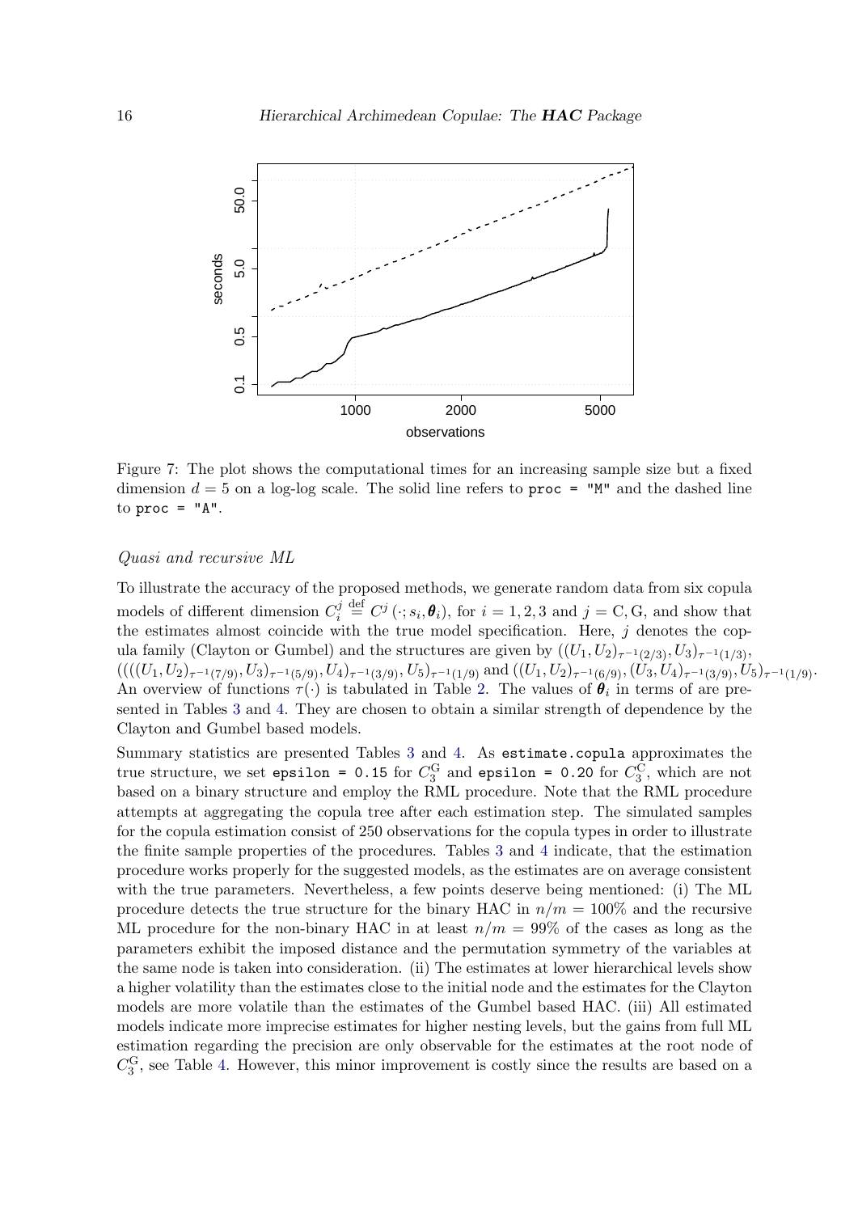Figure 7: The plot shows the computational times for an increasing sample size but a fixed dimension $d = 5$ on a log-log scale. The solid line refers to `proc = "M"` and the dashed line to `proc = "A"`.

*Quasi and recursive ML*

To illustrate the accuracy of the proposed methods, we generate random data from six copula models of different dimension $C_i^j \stackrel{\text{def}}{=} C^j(\cdot; s_i, \boldsymbol{\theta}_i)$, for $i = 1, 2, 3$ and $j = \text{C}, \text{G}$, and show that the estimates almost coincide with the true model specification. Here, $j$ denotes the copula family (Clayton or Gumbel) and the structures are given by $((U_1, U_2)_{\tau^{-1}(2/3)}, U_3)_{\tau^{-1}(1/3)}$, $((((U_1, U_2)_{\tau^{-1}(7/9)}, U_3)_{\tau^{-1}(5/9)}, U_4)_{\tau^{-1}(3/9)}, U_5)_{\tau^{-1}(1/9)}$ and $((U_1, U_2)_{\tau^{-1}(6/9)}, (U_3, U_4)_{\tau^{-1}(3/9)}, U_5)_{\tau^{-1}(1/9)}$. An overview of functions $\tau(\cdot)$ is tabulated in Table 2. The values of $\boldsymbol{\theta}_i$ in terms of are presented in Tables 3 and 4. They are chosen to obtain a similar strength of dependence by the Clayton and Gumbel based models.

Summary statistics are presented Tables 3 and 4. As `estimate.copula` approximates the true structure, we set `epsilon = 0.15` for $C_3^{\text{G}}$ and `epsilon = 0.20` for $C_3^{\text{C}}$, which are not based on a binary structure and employ the RML procedure. Note that the RML procedure attempts at aggregating the copula tree after each estimation step. The simulated samples for the copula estimation consist of 250 observations for the copula types in order to illustrate the finite sample properties of the procedures. Tables 3 and 4 indicate, that the estimation procedure works properly for the suggested models, as the estimates are on average consistent with the true parameters. Nevertheless, a few points deserve being mentioned: (i) The ML procedure detects the true structure for the binary HAC in $n/m = 100\%$ and the recursive ML procedure for the non-binary HAC in at least $n/m = 99\%$ of the cases as long as the parameters exhibit the imposed distance and the permutation symmetry of the variables at the same node is taken into consideration. (ii) The estimates at lower hierarchical levels show a higher volatility than the estimates close to the initial node and the estimates for the Clayton models are more volatile than the estimates of the Gumbel based HAC. (iii) All estimated models indicate more imprecise estimates for higher nesting levels, but the gains from full ML estimation regarding the precision are only observable for the estimates at the root node of $C_3^{\text{G}}$, see Table 4. However, this minor improvement is costly since the results are based on a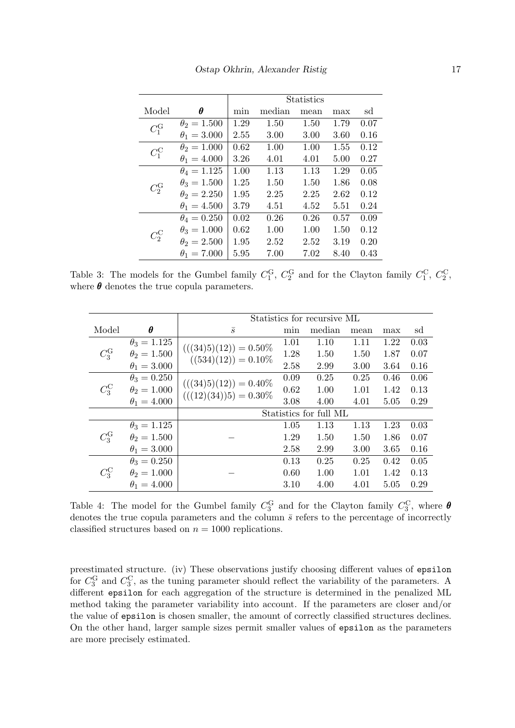| Model | $\boldsymbol{\theta}$ | Statistics | | | | |
|---|---|---|---|---|---|---|
| | | min | median | mean | max | sd |
| $C_1^{\mathrm{G}}$ | $\theta_2 = 1.500$ | 1.29 | 1.50 | 1.50 | 1.79 | 0.07 |
| | $\theta_1 = 3.000$ | 2.55 | 3.00 | 3.00 | 3.60 | 0.16 |
| $C_1^{\mathrm{C}}$ | $\theta_2 = 1.000$ | 0.62 | 1.00 | 1.00 | 1.55 | 0.12 |
| | $\theta_1 = 4.000$ | 3.26 | 4.01 | 4.01 | 5.00 | 0.27 |
| $C_2^{\mathrm{G}}$ | $\theta_4 = 1.125$ | 1.00 | 1.13 | 1.13 | 1.29 | 0.05 |
| | $\theta_3 = 1.500$ | 1.25 | 1.50 | 1.50 | 1.86 | 0.08 |
| | $\theta_2 = 2.250$ | 1.95 | 2.25 | 2.25 | 2.62 | 0.12 |
| | $\theta_1 = 4.500$ | 3.79 | 4.51 | 4.52 | 5.51 | 0.24 |
| $C_2^{\mathrm{C}}$ | $\theta_4 = 0.250$ | 0.02 | 0.26 | 0.26 | 0.57 | 0.09 |
| | $\theta_3 = 1.000$ | 0.62 | 1.00 | 1.00 | 1.50 | 0.12 |
| | $\theta_2 = 2.500$ | 1.95 | 2.52 | 2.52 | 3.19 | 0.20 |
| | $\theta_1 = 7.000$ | 5.95 | 7.00 | 7.02 | 8.40 | 0.43 |

Table 3: The models for the Gumbel family $C_1^{\mathrm{G}}$, $C_2^{\mathrm{G}}$ and for the Clayton family $C_1^{\mathrm{C}}$, $C_2^{\mathrm{C}}$, where $\boldsymbol{\theta}$ denotes the true copula parameters.

| Model | $\boldsymbol{\theta}$ | Statistics for recursive ML | | | | | |
|---|---|---|---|---|---|---|---|
| | | $\bar{s}$ | min | median | mean | max | sd |
| $C_3^{\mathrm{G}}$ | $\theta_3 = 1.125$ | $(((34)5)(12)) = 0.50\%$ | 1.01 | 1.10 | 1.11 | 1.22 | 0.03 |
| | $\theta_2 = 1.500$ | $((534)(12)) = 0.10\%$ | 1.28 | 1.50 | 1.50 | 1.87 | 0.07 |
| | $\theta_1 = 3.000$ | | 2.58 | 2.99 | 3.00 | 3.64 | 0.16 |
| $C_3^{\mathrm{C}}$ | $\theta_3 = 0.250$ | $(((34)5)(12)) = 0.40\%$ | 0.09 | 0.25 | 0.25 | 0.46 | 0.06 |
| | $\theta_2 = 1.000$ | $(((12)(34))5) = 0.30\%$ | 0.62 | 1.00 | 1.01 | 1.42 | 0.13 |
| | $\theta_1 = 4.000$ | | 3.08 | 4.00 | 4.01 | 5.05 | 0.29 |
| | | Statistics for full ML | | | | | |
| $C_3^{\mathrm{G}}$ | $\theta_3 = 1.125$ | – | 1.05 | 1.13 | 1.13 | 1.23 | 0.03 |
| | $\theta_2 = 1.500$ | | 1.29 | 1.50 | 1.50 | 1.86 | 0.07 |
| | $\theta_1 = 3.000$ | | 2.58 | 2.99 | 3.00 | 3.65 | 0.16 |
| $C_3^{\mathrm{C}}$ | $\theta_3 = 0.250$ | – | 0.13 | 0.25 | 0.25 | 0.42 | 0.05 |
| | $\theta_2 = 1.000$ | | 0.60 | 1.00 | 1.01 | 1.42 | 0.13 |
| | $\theta_1 = 4.000$ | | 3.10 | 4.00 | 4.01 | 5.05 | 0.29 |

Table 4: The model for the Gumbel family $C_3^{\mathrm{G}}$ and for the Clayton family $C_3^{\mathrm{C}}$, where $\boldsymbol{\theta}$ denotes the true copula parameters and the column $\bar{s}$ refers to the percentage of incorrectly classified structures based on $n = 1000$ replications.

preestimated structure. (iv) These observations justify choosing different values of `epsilon` for $C_3^{\mathrm{G}}$ and $C_3^{\mathrm{C}}$, as the tuning parameter should reflect the variability of the parameters. A different `epsilon` for each aggregation of the structure is determined in the penalized ML method taking the parameter variability into account. If the parameters are closer and/or the value of `epsilon` is chosen smaller, the amount of correctly classified structures declines. On the other hand, larger sample sizes permit smaller values of `epsilon` as the parameters are more precisely estimated.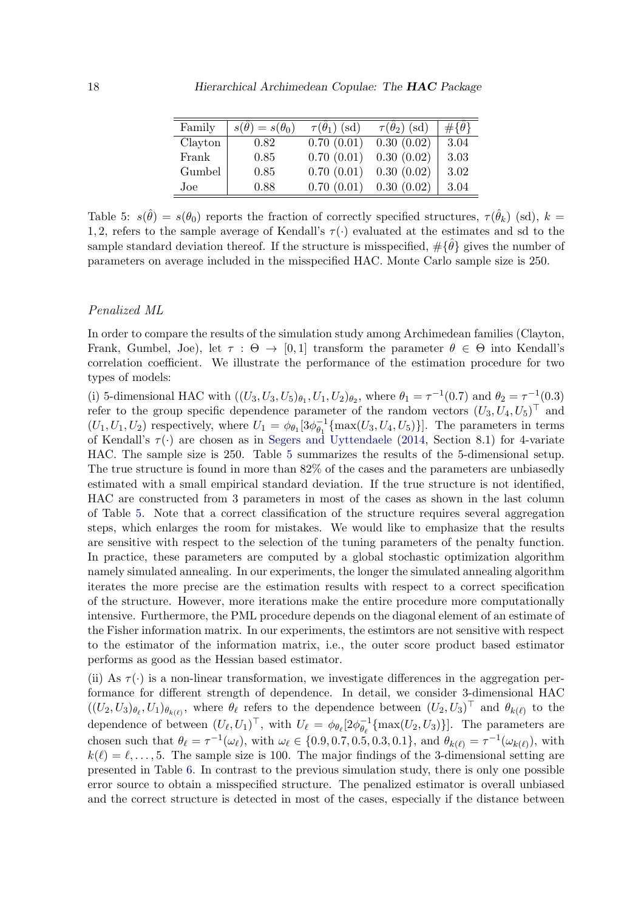| Family | $s(\hat{\theta}) = s(\theta_0)$ | $\tau(\hat{\theta}_1)$ (sd) | $\tau(\hat{\theta}_2)$ (sd) | $\#\{\hat{\theta}\}$ |
|---|---|---|---|---|
| Clayton | 0.82 | 0.70 (0.01) | 0.30 (0.02) | 3.04 |
| Frank | 0.85 | 0.70 (0.01) | 0.30 (0.02) | 3.03 |
| Gumbel | 0.85 | 0.70 (0.01) | 0.30 (0.02) | 3.02 |
| Joe | 0.88 | 0.70 (0.01) | 0.30 (0.02) | 3.04 |

Table 5: $s(\hat{\theta}) = s(\theta_0)$ reports the fraction of correctly specified structures, $\tau(\hat{\theta}_k)$ (sd), $k = 1, 2$, refers to the sample average of Kendall's $\tau(\cdot)$ evaluated at the estimates and sd to the sample standard deviation thereof. If the structure is misspecified, $\#\{\hat{\theta}\}$ gives the number of parameters on average included in the misspecified HAC. Monte Carlo sample size is 250.

*Penalized ML*

In order to compare the results of the simulation study among Archimedean families (Clayton, Frank, Gumbel, Joe), let $\tau : \Theta \to [0, 1]$ transform the parameter $\theta \in \Theta$ into Kendall's correlation coefficient. We illustrate the performance of the estimation procedure for two types of models:

(i) 5-dimensional HAC with $((U_3, U_3, U_5)_{\theta_1}, U_1, U_2)_{\theta_2}$, where $\theta_1 = \tau^{-1}(0.7)$ and $\theta_2 = \tau^{-1}(0.3)$ refer to the group specific dependence parameter of the random vectors $(U_3, U_4, U_5)^\top$ and $(U_1, U_1, U_2)$ respectively, where $U_1 = \phi_{\theta_1}[3\phi_{\theta_1}^{-1}\{\max(U_3, U_4, U_5)\}]$. The parameters in terms of Kendall's $\tau(\cdot)$ are chosen as in Segers and Uyttendaele (2014, Section 8.1) for 4-variate HAC. The sample size is 250. Table 5 summarizes the results of the 5-dimensional setup. The true structure is found in more than 82% of the cases and the parameters are unbiasedly estimated with a small empirical standard deviation. If the true structure is not identified, HAC are constructed from 3 parameters in most of the cases as shown in the last column of Table 5. Note that a correct classification of the structure requires several aggregation steps, which enlarges the room for mistakes. We would like to emphasize that the results are sensitive with respect to the selection of the tuning parameters of the penalty function. In practice, these parameters are computed by a global stochastic optimization algorithm namely simulated annealing. In our experiments, the longer the simulated annealing algorithm iterates the more precise are the estimation results with respect to a correct specification of the structure. However, more iterations make the entire procedure more computationally intensive. Furthermore, the PML procedure depends on the diagonal element of an estimate of the Fisher information matrix. In our experiments, the estimtors are not sensitive with respect to the estimator of the information matrix, i.e., the outer score product based estimator performs as good as the Hessian based estimator.

(ii) As $\tau(\cdot)$ is a non-linear transformation, we investigate differences in the aggregation performance for different strength of dependence. In detail, we consider 3-dimensional HAC $((U_2, U_3)_{\theta_\ell}, U_1)_{\theta_{k(\ell)}}$, where $\theta_\ell$ refers to the dependence between $(U_2, U_3)^\top$ and $\theta_{k(\ell)}$ to the dependence of between $(U_\ell, U_1)^\top$, with $U_\ell = \phi_{\theta_\ell}[2\phi_{\theta_\ell}^{-1}\{\max(U_2, U_3)\}]$. The parameters are chosen such that $\theta_\ell = \tau^{-1}(\omega_\ell)$, with $\omega_\ell \in \{0.9, 0.7, 0.5, 0.3, 0.1\}$, and $\theta_{k(\ell)} = \tau^{-1}(\omega_{k(\ell)})$, with $k(\ell) = \ell, \ldots, 5$. The sample size is 100. The major findings of the 3-dimensional setting are presented in Table 6. In contrast to the previous simulation study, there is only one possible error source to obtain a misspecified structure. The penalized estimator is overall unbiased and the correct structure is detected in most of the cases, especially if the distance between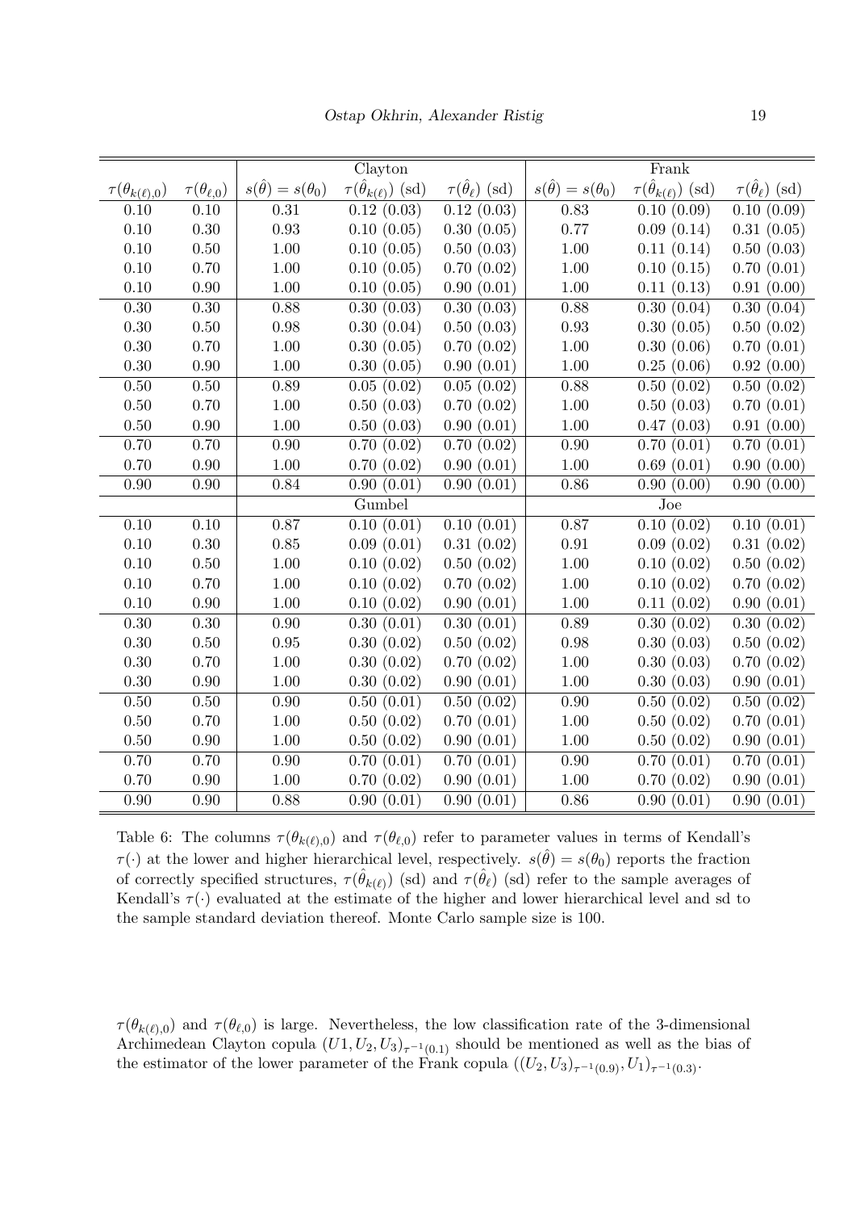| $\tau(\theta_{k(\ell),0})$ | $\tau(\theta_{\ell,0})$ | Clayton | | | Frank | | |
|---|---|---|---|---|---|---|---|
| | | $s(\hat{\theta}) = s(\theta_0)$ | $\tau(\hat{\theta}_{k(\ell)})$ (sd) | $\tau(\hat{\theta}_\ell)$ (sd) | $s(\hat{\theta}) = s(\theta_0)$ | $\tau(\hat{\theta}_{k(\ell)})$ (sd) | $\tau(\hat{\theta}_\ell)$ (sd) |
| 0.10 | 0.10 | 0.31 | 0.12 (0.03) | 0.12 (0.03) | 0.83 | 0.10 (0.09) | 0.10 (0.09) |
| 0.10 | 0.30 | 0.93 | 0.10 (0.05) | 0.30 (0.05) | 0.77 | 0.09 (0.14) | 0.31 (0.05) |
| 0.10 | 0.50 | 1.00 | 0.10 (0.05) | 0.50 (0.03) | 1.00 | 0.11 (0.14) | 0.50 (0.03) |
| 0.10 | 0.70 | 1.00 | 0.10 (0.05) | 0.70 (0.02) | 1.00 | 0.10 (0.15) | 0.70 (0.01) |
| 0.10 | 0.90 | 1.00 | 0.10 (0.05) | 0.90 (0.01) | 1.00 | 0.11 (0.13) | 0.91 (0.00) |
| 0.30 | 0.30 | 0.88 | 0.30 (0.03) | 0.30 (0.03) | 0.88 | 0.30 (0.04) | 0.30 (0.04) |
| 0.30 | 0.50 | 0.98 | 0.30 (0.04) | 0.50 (0.03) | 0.93 | 0.30 (0.05) | 0.50 (0.02) |
| 0.30 | 0.70 | 1.00 | 0.30 (0.05) | 0.70 (0.02) | 1.00 | 0.30 (0.06) | 0.70 (0.01) |
| 0.30 | 0.90 | 1.00 | 0.30 (0.05) | 0.90 (0.01) | 1.00 | 0.25 (0.06) | 0.92 (0.00) |
| 0.50 | 0.50 | 0.89 | 0.05 (0.02) | 0.05 (0.02) | 0.88 | 0.50 (0.02) | 0.50 (0.02) |
| 0.50 | 0.70 | 1.00 | 0.50 (0.03) | 0.70 (0.02) | 1.00 | 0.50 (0.03) | 0.70 (0.01) |
| 0.50 | 0.90 | 1.00 | 0.50 (0.03) | 0.90 (0.01) | 1.00 | 0.47 (0.03) | 0.91 (0.00) |
| 0.70 | 0.70 | 0.90 | 0.70 (0.02) | 0.70 (0.02) | 0.90 | 0.70 (0.01) | 0.70 (0.01) |
| 0.70 | 0.90 | 1.00 | 0.70 (0.02) | 0.90 (0.01) | 1.00 | 0.69 (0.01) | 0.90 (0.00) |
| 0.90 | 0.90 | 0.84 | 0.90 (0.01) | 0.90 (0.01) | 0.86 | 0.90 (0.00) | 0.90 (0.00) |
| | | Gumbel | | | Joe | | |
| 0.10 | 0.10 | 0.87 | 0.10 (0.01) | 0.10 (0.01) | 0.87 | 0.10 (0.02) | 0.10 (0.01) |
| 0.10 | 0.30 | 0.85 | 0.09 (0.01) | 0.31 (0.02) | 0.91 | 0.09 (0.02) | 0.31 (0.02) |
| 0.10 | 0.50 | 1.00 | 0.10 (0.02) | 0.50 (0.02) | 1.00 | 0.10 (0.02) | 0.50 (0.02) |
| 0.10 | 0.70 | 1.00 | 0.10 (0.02) | 0.70 (0.02) | 1.00 | 0.10 (0.02) | 0.70 (0.02) |
| 0.10 | 0.90 | 1.00 | 0.10 (0.02) | 0.90 (0.01) | 1.00 | 0.11 (0.02) | 0.90 (0.01) |
| 0.30 | 0.30 | 0.90 | 0.30 (0.01) | 0.30 (0.01) | 0.89 | 0.30 (0.02) | 0.30 (0.02) |
| 0.30 | 0.50 | 0.95 | 0.30 (0.02) | 0.50 (0.02) | 0.98 | 0.30 (0.03) | 0.50 (0.02) |
| 0.30 | 0.70 | 1.00 | 0.30 (0.02) | 0.70 (0.02) | 1.00 | 0.30 (0.03) | 0.70 (0.02) |
| 0.30 | 0.90 | 1.00 | 0.30 (0.02) | 0.90 (0.01) | 1.00 | 0.30 (0.03) | 0.90 (0.01) |
| 0.50 | 0.50 | 0.90 | 0.50 (0.01) | 0.50 (0.02) | 0.90 | 0.50 (0.02) | 0.50 (0.02) |
| 0.50 | 0.70 | 1.00 | 0.50 (0.02) | 0.70 (0.01) | 1.00 | 0.50 (0.02) | 0.70 (0.01) |
| 0.50 | 0.90 | 1.00 | 0.50 (0.02) | 0.90 (0.01) | 1.00 | 0.50 (0.02) | 0.90 (0.01) |
| 0.70 | 0.70 | 0.90 | 0.70 (0.01) | 0.70 (0.01) | 0.90 | 0.70 (0.01) | 0.70 (0.01) |
| 0.70 | 0.90 | 1.00 | 0.70 (0.02) | 0.90 (0.01) | 1.00 | 0.70 (0.02) | 0.90 (0.01) |
| 0.90 | 0.90 | 0.88 | 0.90 (0.01) | 0.90 (0.01) | 0.86 | 0.90 (0.01) | 0.90 (0.01) |

Table 6: The columns $\tau(\theta_{k(\ell),0})$ and $\tau(\theta_{\ell,0})$ refer to parameter values in terms of Kendall's $\tau(\cdot)$ at the lower and higher hierarchical level, respectively. $s(\hat{\theta}) = s(\theta_0)$ reports the fraction of correctly specified structures, $\tau(\hat{\theta}_{k(\ell)})$ (sd) and $\tau(\hat{\theta}_\ell)$ (sd) refer to the sample averages of Kendall's $\tau(\cdot)$ evaluated at the estimate of the higher and lower hierarchical level and sd to the sample standard deviation thereof. Monte Carlo sample size is 100.

$\tau(\theta_{k(\ell),0})$ and $\tau(\theta_{\ell,0})$ is large. Nevertheless, the low classification rate of the 3-dimensional Archimedean Clayton copula $(U1, U_2, U_3)_{\tau^{-1}(0.1)}$ should be mentioned as well as the bias of the estimator of the lower parameter of the Frank copula $((U_2, U_3)_{\tau^{-1}(0.9)}, U_1)_{\tau^{-1}(0.3)}$.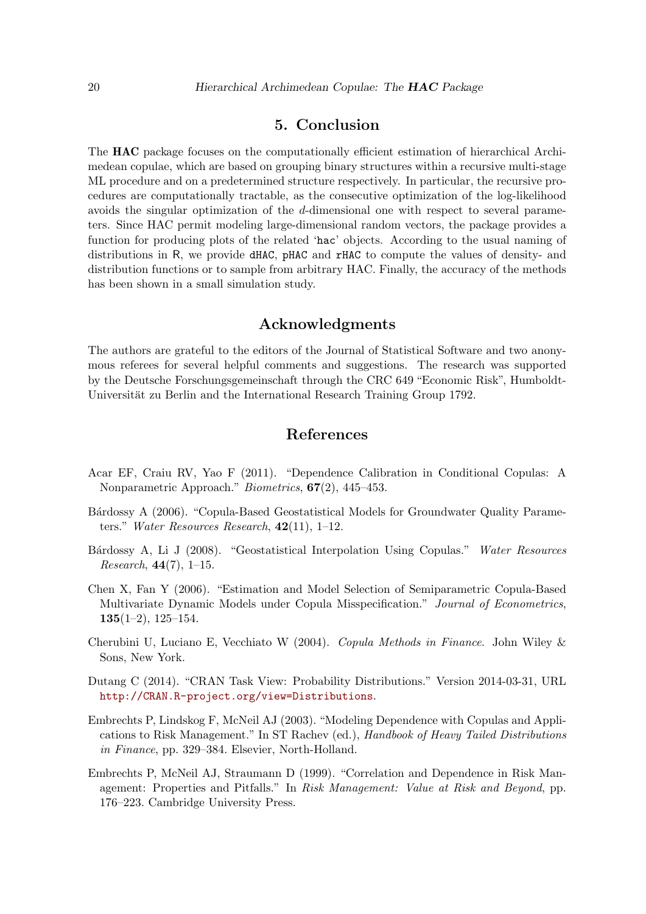# 5. Conclusion

The **HAC** package focuses on the computationally efficient estimation of hierarchical Archimedean copulae, which are based on grouping binary structures within a recursive multi-stage ML procedure and on a predetermined structure respectively. In particular, the recursive procedures are computationally tractable, as the consecutive optimization of the log-likelihood avoids the singular optimization of the $d$-dimensional one with respect to several parameters. Since HAC permit modeling large-dimensional random vectors, the package provides a function for producing plots of the related 'hac' objects. According to the usual naming of distributions in R, we provide dHAC, pHAC and rHAC to compute the values of density- and distribution functions or to sample from arbitrary HAC. Finally, the accuracy of the methods has been shown in a small simulation study.

# Acknowledgments

The authors are grateful to the editors of the Journal of Statistical Software and two anonymous referees for several helpful comments and suggestions. The research was supported by the Deutsche Forschungsgemeinschaft through the CRC 649 "Economic Risk", Humboldt-Universität zu Berlin and the International Research Training Group 1792.

# References

Acar EF, Craiu RV, Yao F (2011). "Dependence Calibration in Conditional Copulas: A Nonparametric Approach." *Biometrics*, **67**(2), 445–453.

Bárdossy A (2006). "Copula-Based Geostatistical Models for Groundwater Quality Parameters." *Water Resources Research*, **42**(11), 1–12.

Bárdossy A, Li J (2008). "Geostatistical Interpolation Using Copulas." *Water Resources Research*, **44**(7), 1–15.

Chen X, Fan Y (2006). "Estimation and Model Selection of Semiparametric Copula-Based Multivariate Dynamic Models under Copula Misspecification." *Journal of Econometrics*, **135**(1–2), 125–154.

Cherubini U, Luciano E, Vecchiato W (2004). *Copula Methods in Finance*. John Wiley & Sons, New York.

Dutang C (2014). "CRAN Task View: Probability Distributions." Version 2014-03-31, URL http://CRAN.R-project.org/view=Distributions.

Embrechts P, Lindskog F, McNeil AJ (2003). "Modeling Dependence with Copulas and Applications to Risk Management." In ST Rachev (ed.), *Handbook of Heavy Tailed Distributions in Finance*, pp. 329–384. Elsevier, North-Holland.

Embrechts P, McNeil AJ, Straumann D (1999). "Correlation and Dependence in Risk Management: Properties and Pitfalls." In *Risk Management: Value at Risk and Beyond*, pp. 176–223. Cambridge University Press.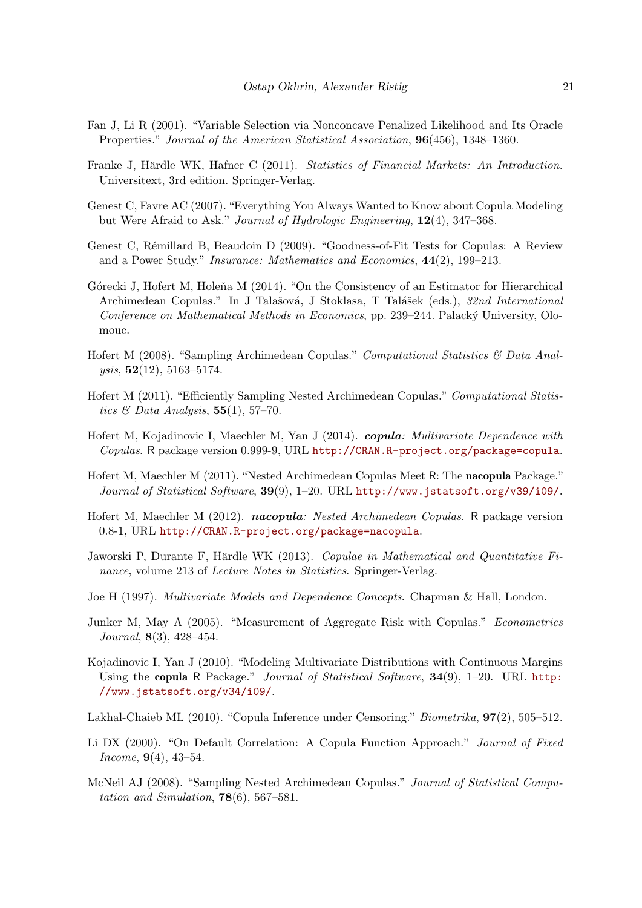Fan J, Li R (2001). "Variable Selection via Nonconcave Penalized Likelihood and Its Oracle Properties." *Journal of the American Statistical Association*, **96**(456), 1348–1360.

Franke J, Härdle WK, Hafner C (2011). *Statistics of Financial Markets: An Introduction*. Universitext, 3rd edition. Springer-Verlag.

Genest C, Favre AC (2007). "Everything You Always Wanted to Know about Copula Modeling but Were Afraid to Ask." *Journal of Hydrologic Engineering*, **12**(4), 347–368.

Genest C, Rémillard B, Beaudoin D (2009). "Goodness-of-Fit Tests for Copulas: A Review and a Power Study." *Insurance: Mathematics and Economics*, **44**(2), 199–213.

Górecki J, Hofert M, Holeňa M (2014). "On the Consistency of an Estimator for Hierarchical Archimedean Copulas." In J Talašová, J Stoklasa, T Talášek (eds.), *32nd International Conference on Mathematical Methods in Economics*, pp. 239–244. Palacký University, Olomouc.

Hofert M (2008). "Sampling Archimedean Copulas." *Computational Statistics & Data Analysis*, **52**(12), 5163–5174.

Hofert M (2011). "Efficiently Sampling Nested Archimedean Copulas." *Computational Statistics & Data Analysis*, **55**(1), 57–70.

Hofert M, Kojadinovic I, Maechler M, Yan J (2014). ***copula**: Multivariate Dependence with Copulas*. R package version 0.999-9, URL http://CRAN.R-project.org/package=copula.

Hofert M, Maechler M (2011). "Nested Archimedean Copulas Meet R: The **nacopula** Package." *Journal of Statistical Software*, **39**(9), 1–20. URL http://www.jstatsoft.org/v39/i09/.

Hofert M, Maechler M (2012). ***nacopula**: Nested Archimedean Copulas*. R package version 0.8-1, URL http://CRAN.R-project.org/package=nacopula.

Jaworski P, Durante F, Härdle WK (2013). *Copulae in Mathematical and Quantitative Finance*, volume 213 of *Lecture Notes in Statistics*. Springer-Verlag.

Joe H (1997). *Multivariate Models and Dependence Concepts*. Chapman & Hall, London.

Junker M, May A (2005). "Measurement of Aggregate Risk with Copulas." *Econometrics Journal*, **8**(3), 428–454.

Kojadinovic I, Yan J (2010). "Modeling Multivariate Distributions with Continuous Margins Using the **copula** R Package." *Journal of Statistical Software*, **34**(9), 1–20. URL http://www.jstatsoft.org/v34/i09/.

Lakhal-Chaieb ML (2010). "Copula Inference under Censoring." *Biometrika*, **97**(2), 505–512.

Li DX (2000). "On Default Correlation: A Copula Function Approach." *Journal of Fixed Income*, **9**(4), 43–54.

McNeil AJ (2008). "Sampling Nested Archimedean Copulas." *Journal of Statistical Computation and Simulation*, **78**(6), 567–581.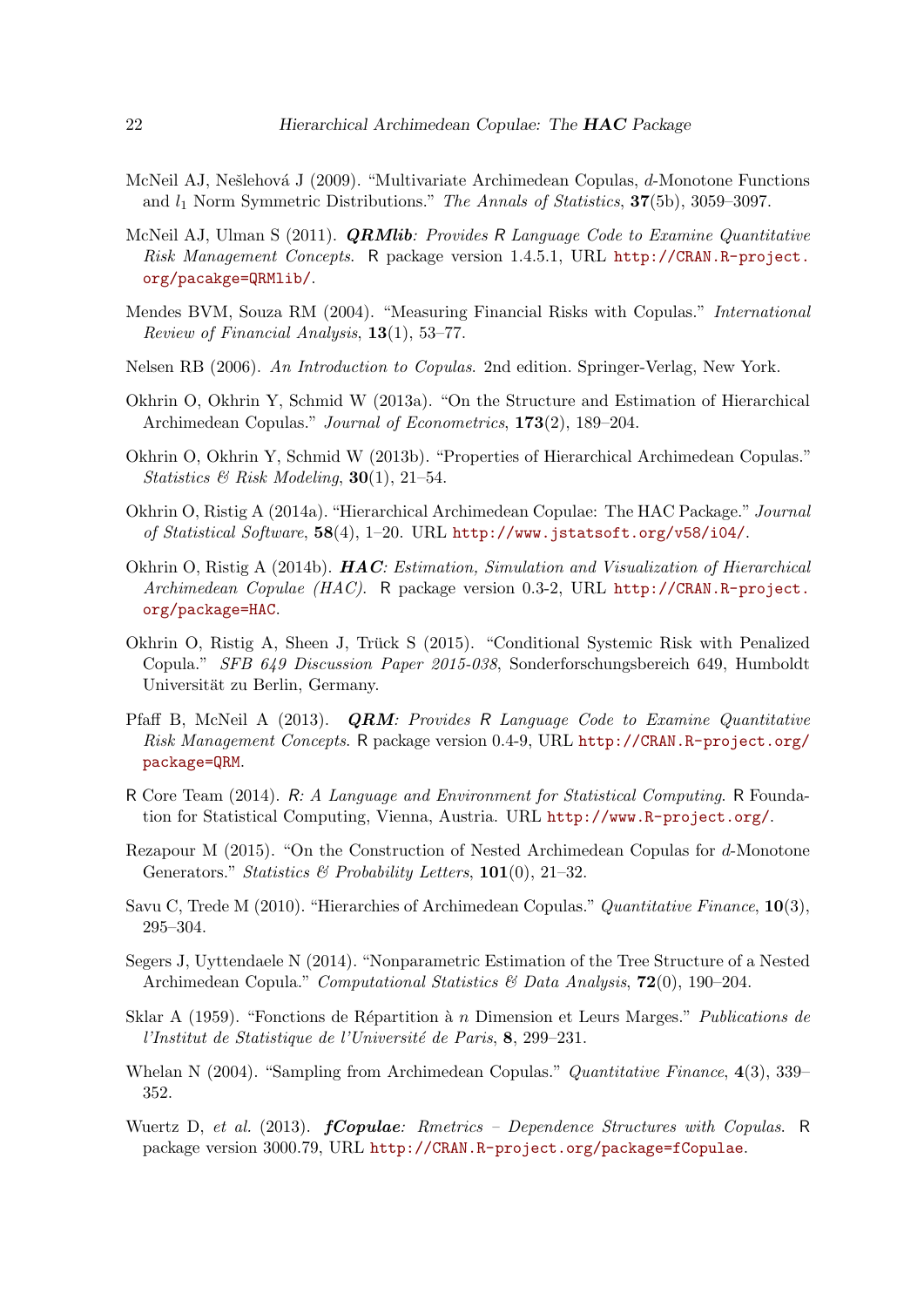McNeil AJ, Nešlehová J (2009). "Multivariate Archimedean Copulas, $d$-Monotone Functions and $l_1$ Norm Symmetric Distributions." *The Annals of Statistics*, **37**(5b), 3059–3097.

McNeil AJ, Ulman S (2011). ***QRMlib**: Provides R Language Code to Examine Quantitative Risk Management Concepts*. R package version 1.4.5.1, URL http://CRAN.R-project.org/pacakge=QRMlib/.

Mendes BVM, Souza RM (2004). "Measuring Financial Risks with Copulas." *International Review of Financial Analysis*, **13**(1), 53–77.

Nelsen RB (2006). *An Introduction to Copulas*. 2nd edition. Springer-Verlag, New York.

Okhrin O, Okhrin Y, Schmid W (2013a). "On the Structure and Estimation of Hierarchical Archimedean Copulas." *Journal of Econometrics*, **173**(2), 189–204.

Okhrin O, Okhrin Y, Schmid W (2013b). "Properties of Hierarchical Archimedean Copulas." *Statistics & Risk Modeling*, **30**(1), 21–54.

Okhrin O, Ristig A (2014a). "Hierarchical Archimedean Copulae: The HAC Package." *Journal of Statistical Software*, **58**(4), 1–20. URL http://www.jstatsoft.org/v58/i04/.

Okhrin O, Ristig A (2014b). ***HAC**: Estimation, Simulation and Visualization of Hierarchical Archimedean Copulae (HAC)*. R package version 0.3-2, URL http://CRAN.R-project.org/package=HAC.

Okhrin O, Ristig A, Sheen J, Trück S (2015). "Conditional Systemic Risk with Penalized Copula." *SFB 649 Discussion Paper 2015-038*, Sonderforschungsbereich 649, Humboldt Universität zu Berlin, Germany.

Pfaff B, McNeil A (2013). ***QRM**: Provides R Language Code to Examine Quantitative Risk Management Concepts*. R package version 0.4-9, URL http://CRAN.R-project.org/package=QRM.

R Core Team (2014). *R: A Language and Environment for Statistical Computing*. R Foundation for Statistical Computing, Vienna, Austria. URL http://www.R-project.org/.

Rezapour M (2015). "On the Construction of Nested Archimedean Copulas for $d$-Monotone Generators." *Statistics & Probability Letters*, **101**(0), 21–32.

Savu C, Trede M (2010). "Hierarchies of Archimedean Copulas." *Quantitative Finance*, **10**(3), 295–304.

Segers J, Uyttendaele N (2014). "Nonparametric Estimation of the Tree Structure of a Nested Archimedean Copula." *Computational Statistics & Data Analysis*, **72**(0), 190–204.

Sklar A (1959). "Fonctions de Répartition à $n$ Dimension et Leurs Marges." *Publications de l'Institut de Statistique de l'Université de Paris*, **8**, 299–231.

Whelan N (2004). "Sampling from Archimedean Copulas." *Quantitative Finance*, **4**(3), 339–352.

Wuertz D, *et al.* (2013). ***fCopulae**: Rmetrics – Dependence Structures with Copulas*. R package version 3000.79, URL http://CRAN.R-project.org/package=fCopulae.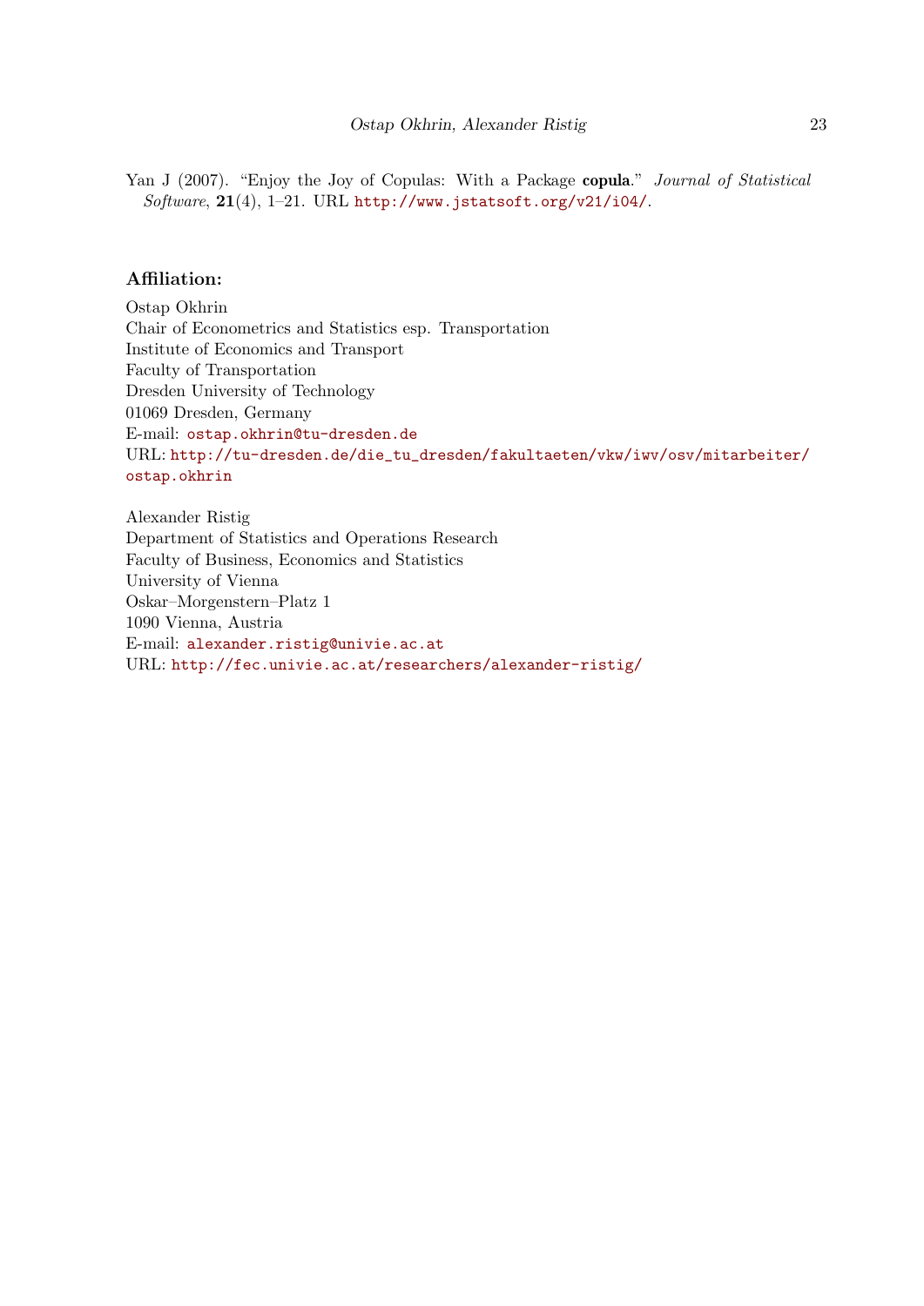Yan J (2007). "Enjoy the Joy of Copulas: With a Package **copula**." *Journal of Statistical Software*, **21**(4), 1–21. URL http://www.jstatsoft.org/v21/i04/.

**Affiliation:**

Ostap Okhrin
Chair of Econometrics and Statistics esp. Transportation
Institute of Economics and Transport
Faculty of Transportation
Dresden University of Technology
01069 Dresden, Germany
E-mail: ostap.okhrin@tu-dresden.de
URL: http://tu-dresden.de/die_tu_dresden/fakultaeten/vkw/iwv/osv/mitarbeiter/ostap.okhrin

Alexander Ristig
Department of Statistics and Operations Research
Faculty of Business, Economics and Statistics
University of Vienna
Oskar–Morgenstern–Platz 1
1090 Vienna, Austria
E-mail: alexander.ristig@univie.ac.at
URL: http://fec.univie.ac.at/researchers/alexander-ristig/